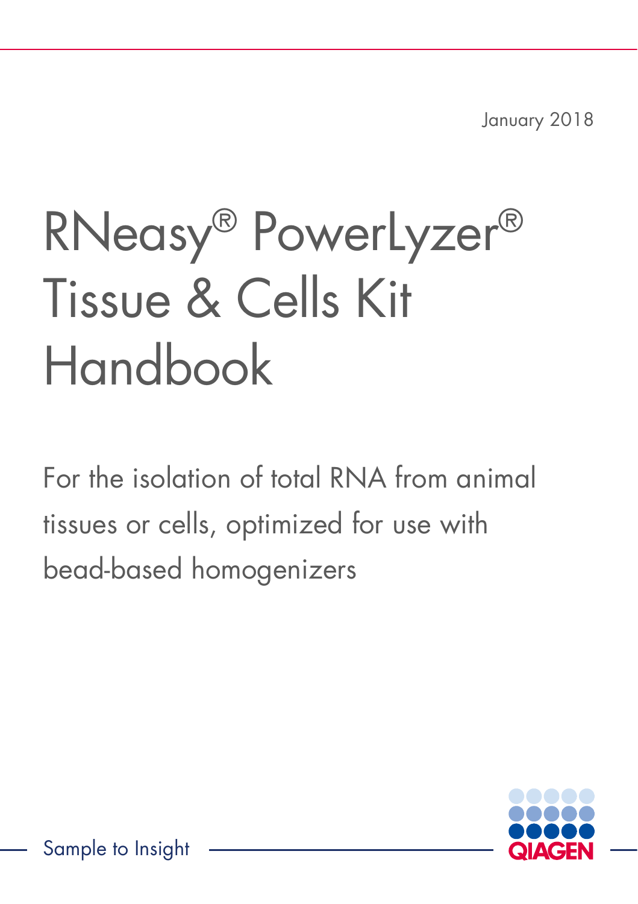January 2018

# RNeasy® PowerLyzer® Tissue & Cells Kit Handbook

For the isolation of total RNA from animal tissues or cells, optimized for use with bead-based homogenizers

Sample to Insight

QIAGEN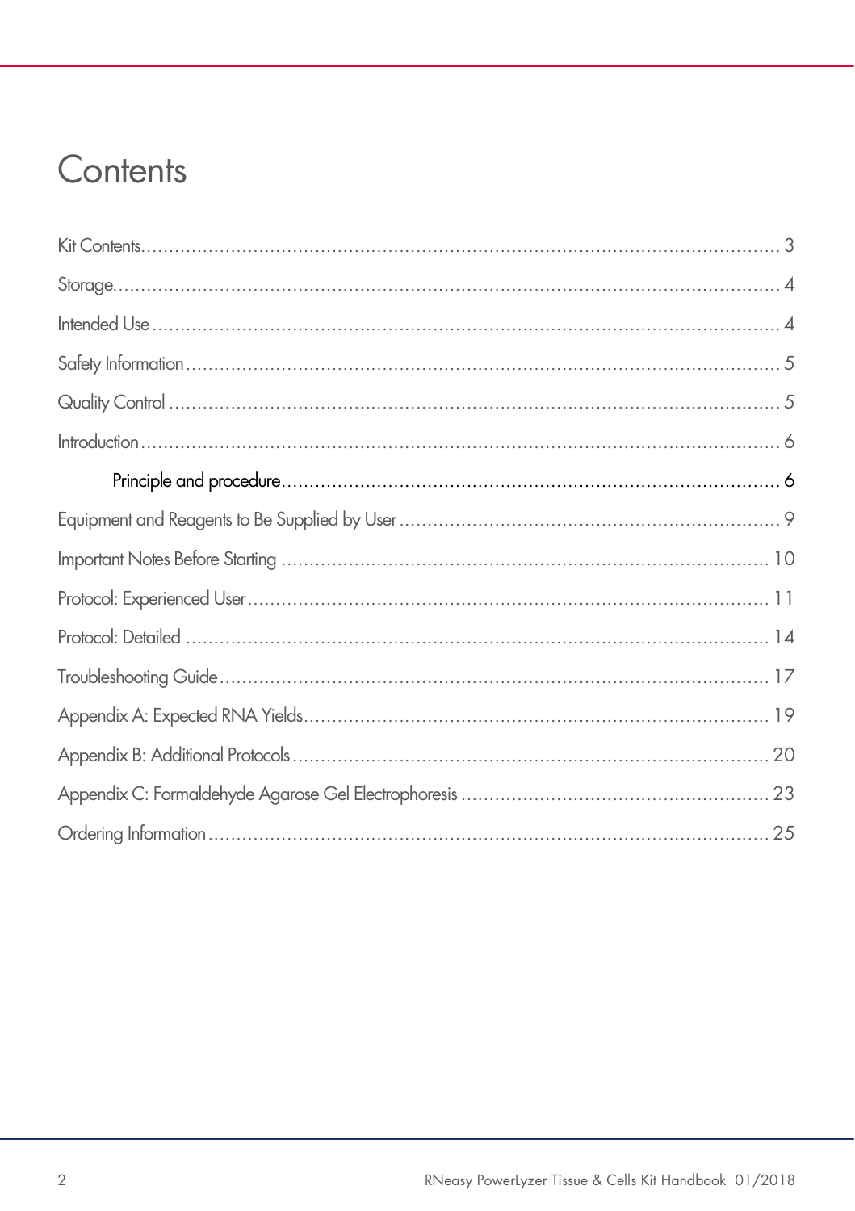# Contents

Kit Contents ........................................................................................................ 3

Storage ................................................................................................................ 4

Intended Use ........................................................................................................ 4

Safety Information ................................................................................................ 5

Quality Control ..................................................................................................... 5

Introduction .......................................................................................................... 6

  Principle and procedure ................................................................................. 6

Equipment and Reagents to Be Supplied by User ................................................ 9

Important Notes Before Starting ......................................................................... 10

Protocol: Experienced User ................................................................................. 11

Protocol: Detailed ............................................................................................... 14

Troubleshooting Guide ........................................................................................ 17

Appendix A: Expected RNA Yields ..................................................................... 19

Appendix B: Additional Protocols ....................................................................... 20

Appendix C: Formaldehyde Agarose Gel Electrophoresis .................................. 23

Ordering Information ........................................................................................... 25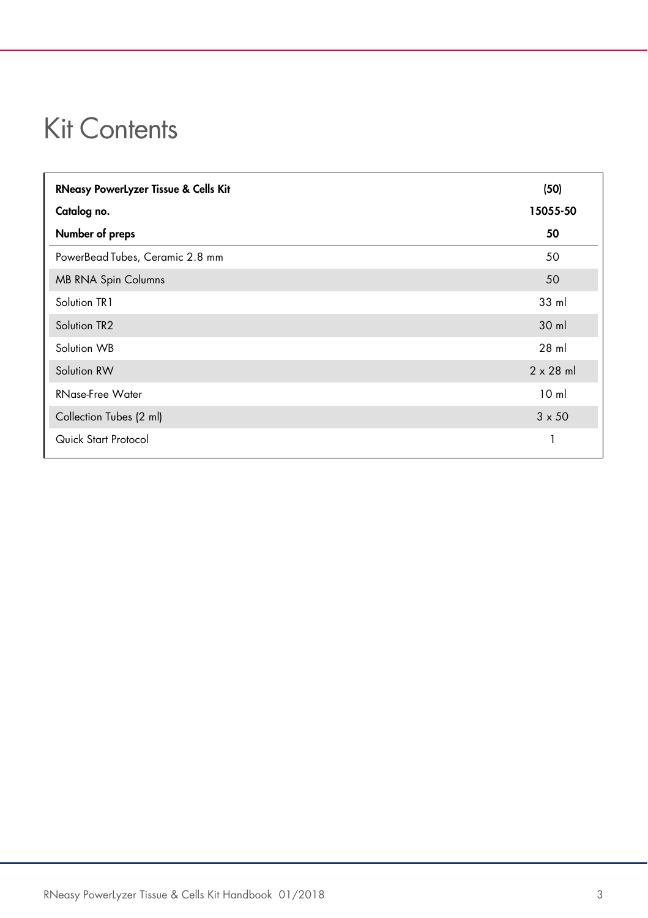# Kit Contents

| RNeasy PowerLyzer Tissue & Cells Kit | (50) |
|---|---|
| **Catalog no.** | **15055-50** |
| **Number of preps** | **50** |
| PowerBead Tubes, Ceramic 2.8 mm | 50 |
| MB RNA Spin Columns | 50 |
| Solution TR1 | 33 ml |
| Solution TR2 | 30 ml |
| Solution WB | 28 ml |
| Solution RW | 2 x 28 ml |
| RNase-Free Water | 10 ml |
| Collection Tubes (2 ml) | 3 x 50 |
| Quick Start Protocol | 1 |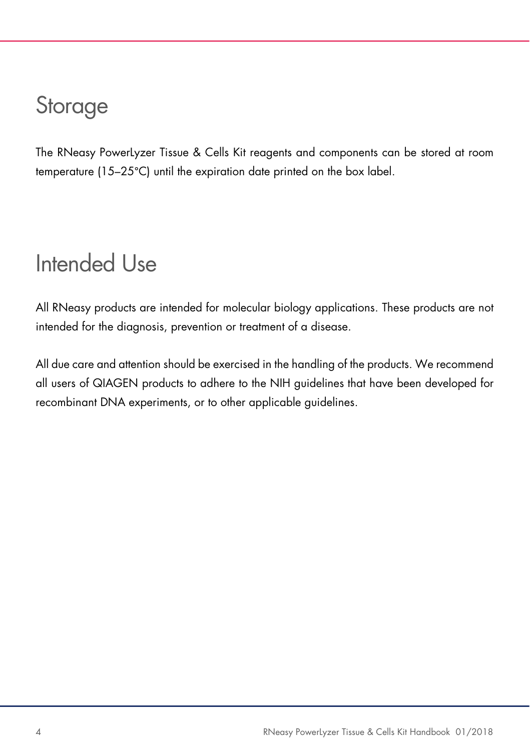# Storage

The RNeasy PowerLyzer Tissue & Cells Kit reagents and components can be stored at room temperature (15–25°C) until the expiration date printed on the box label.

# Intended Use

All RNeasy products are intended for molecular biology applications. These products are not intended for the diagnosis, prevention or treatment of a disease.

All due care and attention should be exercised in the handling of the products. We recommend all users of QIAGEN products to adhere to the NIH guidelines that have been developed for recombinant DNA experiments, or to other applicable guidelines.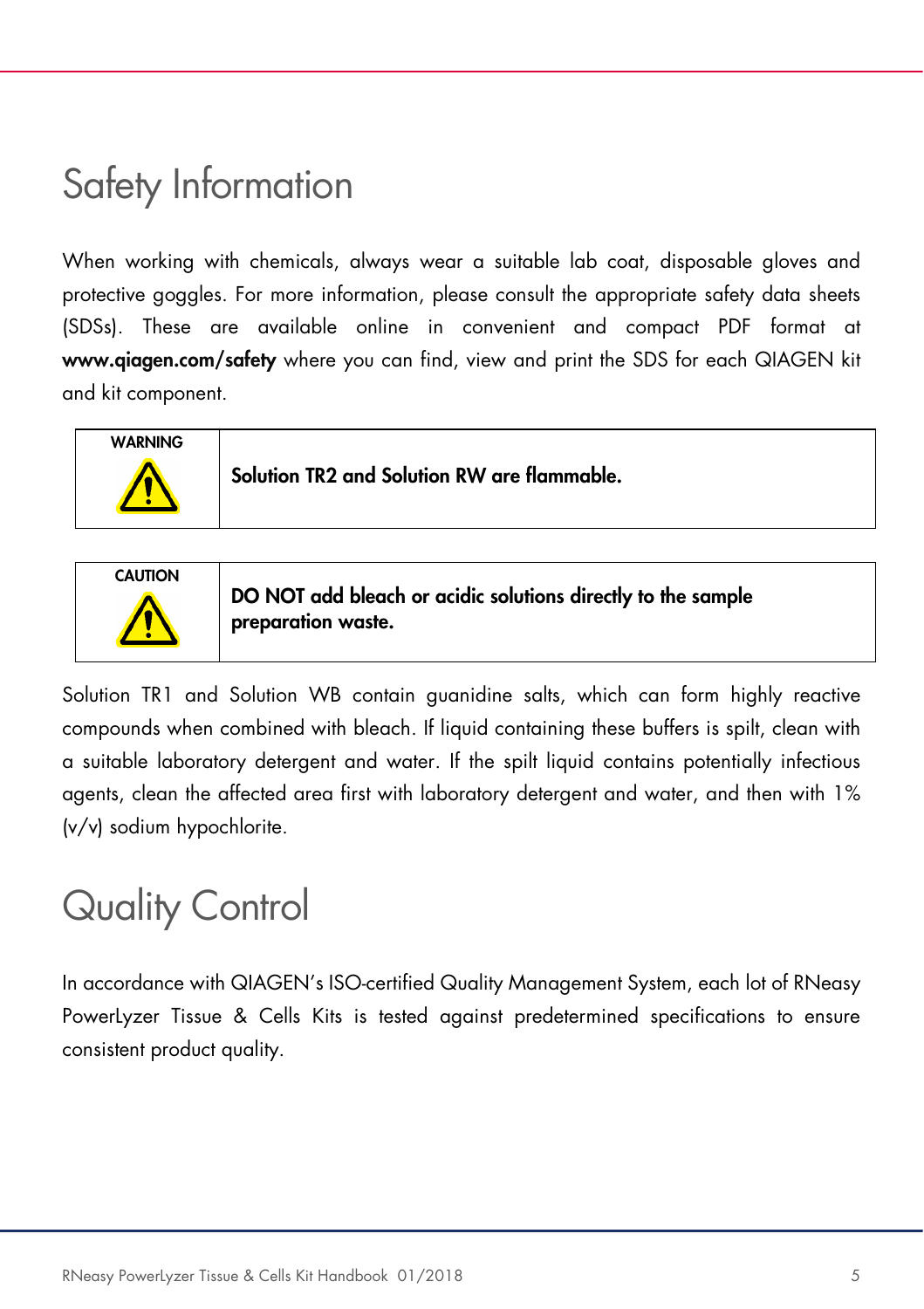# Safety Information

When working with chemicals, always wear a suitable lab coat, disposable gloves and protective goggles. For more information, please consult the appropriate safety data sheets (SDSs). These are available online in convenient and compact PDF format at **www.qiagen.com/safety** where you can find, view and print the SDS for each QIAGEN kit and kit component.

| WARNING | **Solution TR2 and Solution RW are flammable.** |
|---|---|

| CAUTION | **DO NOT add bleach or acidic solutions directly to the sample preparation waste.** |
|---|---|

Solution TR1 and Solution WB contain guanidine salts, which can form highly reactive compounds when combined with bleach. If liquid containing these buffers is spilt, clean with a suitable laboratory detergent and water. If the spilt liquid contains potentially infectious agents, clean the affected area first with laboratory detergent and water, and then with 1% (v/v) sodium hypochlorite.

# Quality Control

In accordance with QIAGEN's ISO-certified Quality Management System, each lot of RNeasy PowerLyzer Tissue & Cells Kits is tested against predetermined specifications to ensure consistent product quality.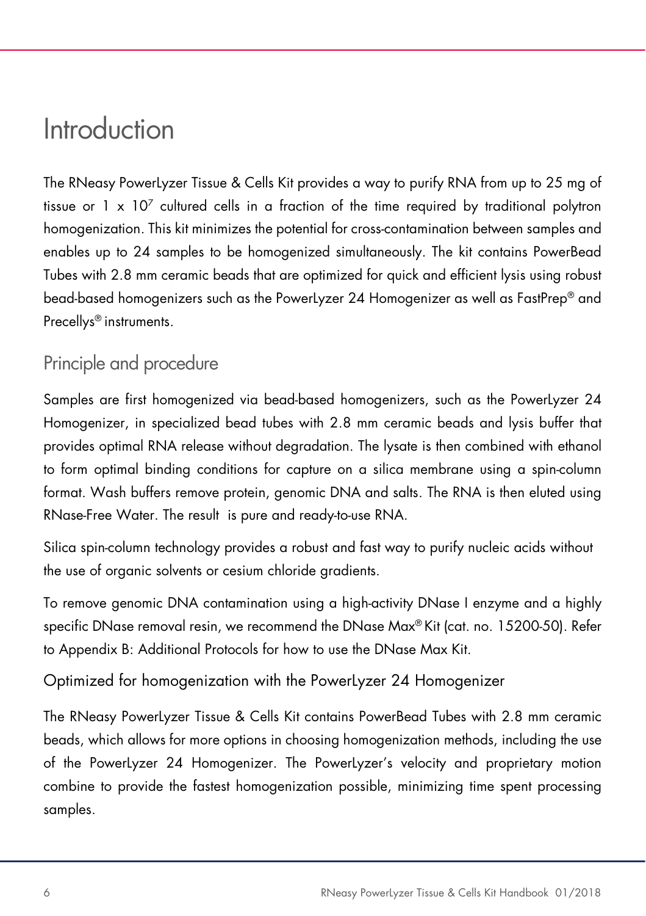# Introduction

The RNeasy PowerLyzer Tissue & Cells Kit provides a way to purify RNA from up to 25 mg of tissue or 1 x $10^7$ cultured cells in a fraction of the time required by traditional polytron homogenization. This kit minimizes the potential for cross-contamination between samples and enables up to 24 samples to be homogenized simultaneously. The kit contains PowerBead Tubes with 2.8 mm ceramic beads that are optimized for quick and efficient lysis using robust bead-based homogenizers such as the PowerLyzer 24 Homogenizer as well as FastPrep® and Precellys® instruments.

## Principle and procedure

Samples are first homogenized via bead-based homogenizers, such as the PowerLyzer 24 Homogenizer, in specialized bead tubes with 2.8 mm ceramic beads and lysis buffer that provides optimal RNA release without degradation. The lysate is then combined with ethanol to form optimal binding conditions for capture on a silica membrane using a spin-column format. Wash buffers remove protein, genomic DNA and salts. The RNA is then eluted using RNase-Free Water. The result is pure and ready-to-use RNA.

Silica spin-column technology provides a robust and fast way to purify nucleic acids without the use of organic solvents or cesium chloride gradients.

To remove genomic DNA contamination using a high-activity DNase I enzyme and a highly specific DNase removal resin, we recommend the DNase Max® Kit (cat. no. 15200-50). Refer to Appendix B: Additional Protocols for how to use the DNase Max Kit.

### Optimized for homogenization with the PowerLyzer 24 Homogenizer

The RNeasy PowerLyzer Tissue & Cells Kit contains PowerBead Tubes with 2.8 mm ceramic beads, which allows for more options in choosing homogenization methods, including the use of the PowerLyzer 24 Homogenizer. The PowerLyzer's velocity and proprietary motion combine to provide the fastest homogenization possible, minimizing time spent processing samples.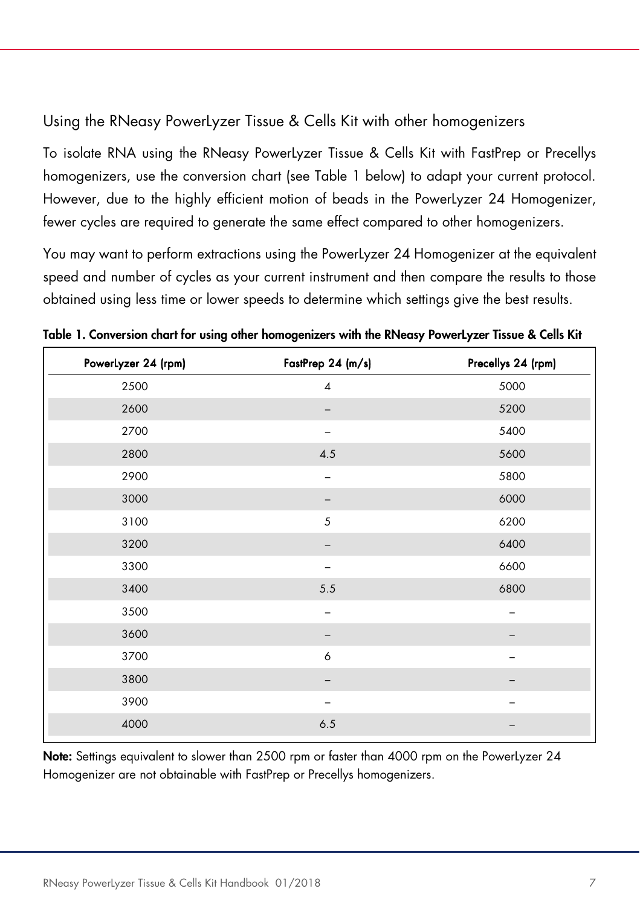## Using the RNeasy PowerLyzer Tissue & Cells Kit with other homogenizers

To isolate RNA using the RNeasy PowerLyzer Tissue & Cells Kit with FastPrep or Precellys homogenizers, use the conversion chart (see Table 1 below) to adapt your current protocol. However, due to the highly efficient motion of beads in the PowerLyzer 24 Homogenizer, fewer cycles are required to generate the same effect compared to other homogenizers.

You may want to perform extractions using the PowerLyzer 24 Homogenizer at the equivalent speed and number of cycles as your current instrument and then compare the results to those obtained using less time or lower speeds to determine which settings give the best results.

**Table 1. Conversion chart for using other homogenizers with the RNeasy PowerLyzer Tissue & Cells Kit**

| PowerLyzer 24 (rpm) | FastPrep 24 (m/s) | Precellys 24 (rpm) |
|---|---|---|
| 2500 | 4 | 5000 |
| 2600 | – | 5200 |
| 2700 | – | 5400 |
| 2800 | 4.5 | 5600 |
| 2900 | – | 5800 |
| 3000 | – | 6000 |
| 3100 | 5 | 6200 |
| 3200 | – | 6400 |
| 3300 | – | 6600 |
| 3400 | 5.5 | 6800 |
| 3500 | – | – |
| 3600 | – | – |
| 3700 | 6 | – |
| 3800 | – | – |
| 3900 | – | – |
| 4000 | 6.5 | – |

**Note:** Settings equivalent to slower than 2500 rpm or faster than 4000 rpm on the PowerLyzer 24 Homogenizer are not obtainable with FastPrep or Precellys homogenizers.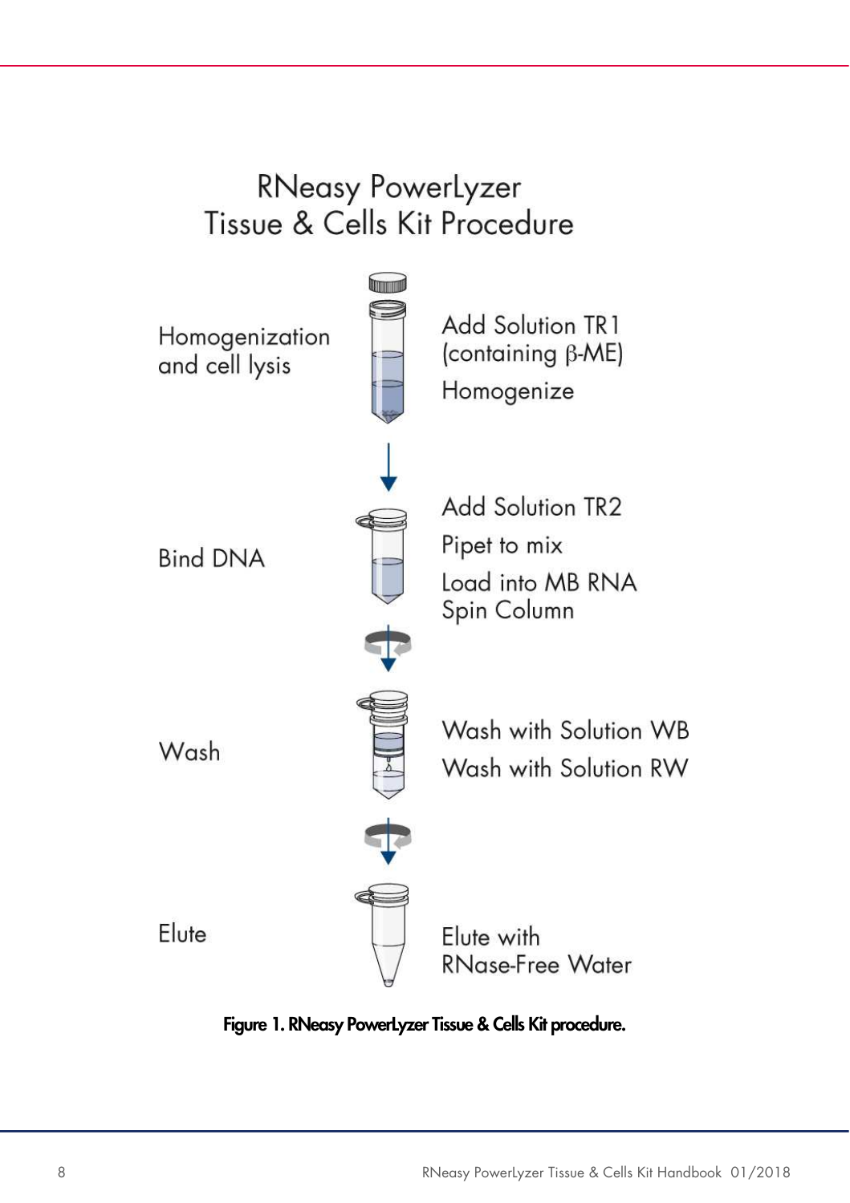## RNeasy PowerLyzer Tissue & Cells Kit Procedure

**Homogenization and cell lysis**

- Add Solution TR1 (containing β-ME)
- Homogenize

**Bind DNA**

- Add Solution TR2
- Pipet to mix
- Load into MB RNA Spin Column

**Wash**

- Wash with Solution WB
- Wash with Solution RW

**Elute**

- Elute with RNase-Free Water

**Figure 1. RNeasy PowerLyzer Tissue & Cells Kit procedure.**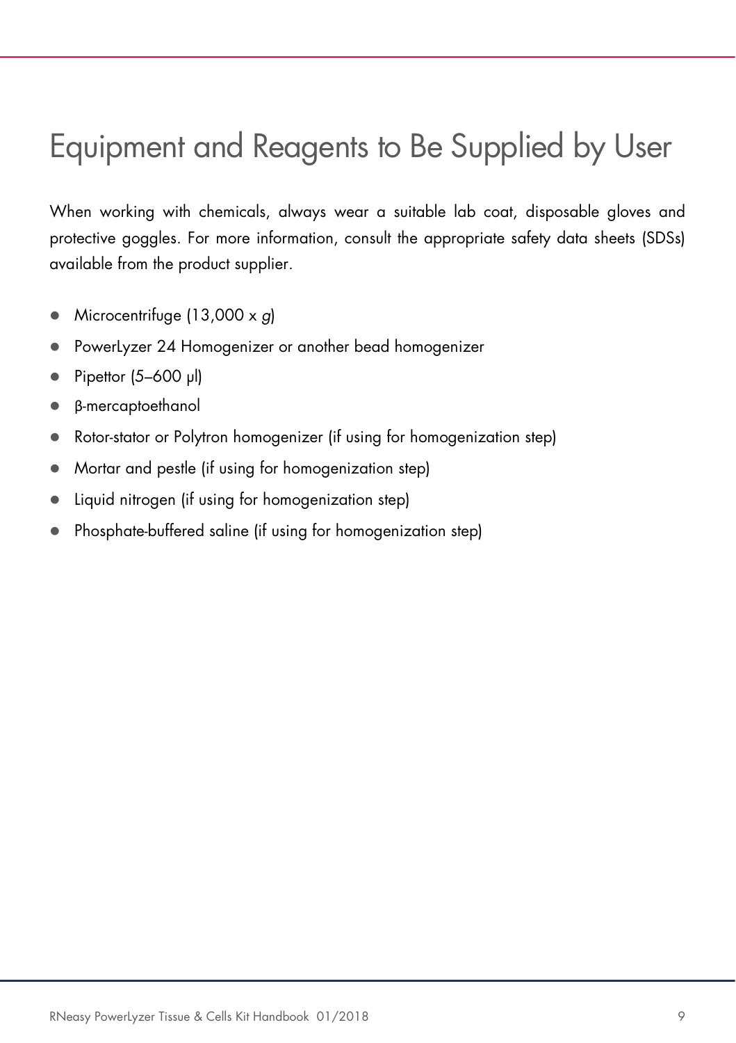# Equipment and Reagents to Be Supplied by User

When working with chemicals, always wear a suitable lab coat, disposable gloves and protective goggles. For more information, consult the appropriate safety data sheets (SDSs) available from the product supplier.

- Microcentrifuge (13,000 x *g*)
- PowerLyzer 24 Homogenizer or another bead homogenizer
- Pipettor (5–600 µl)
- β-mercaptoethanol
- Rotor-stator or Polytron homogenizer (if using for homogenization step)
- Mortar and pestle (if using for homogenization step)
- Liquid nitrogen (if using for homogenization step)
- Phosphate-buffered saline (if using for homogenization step)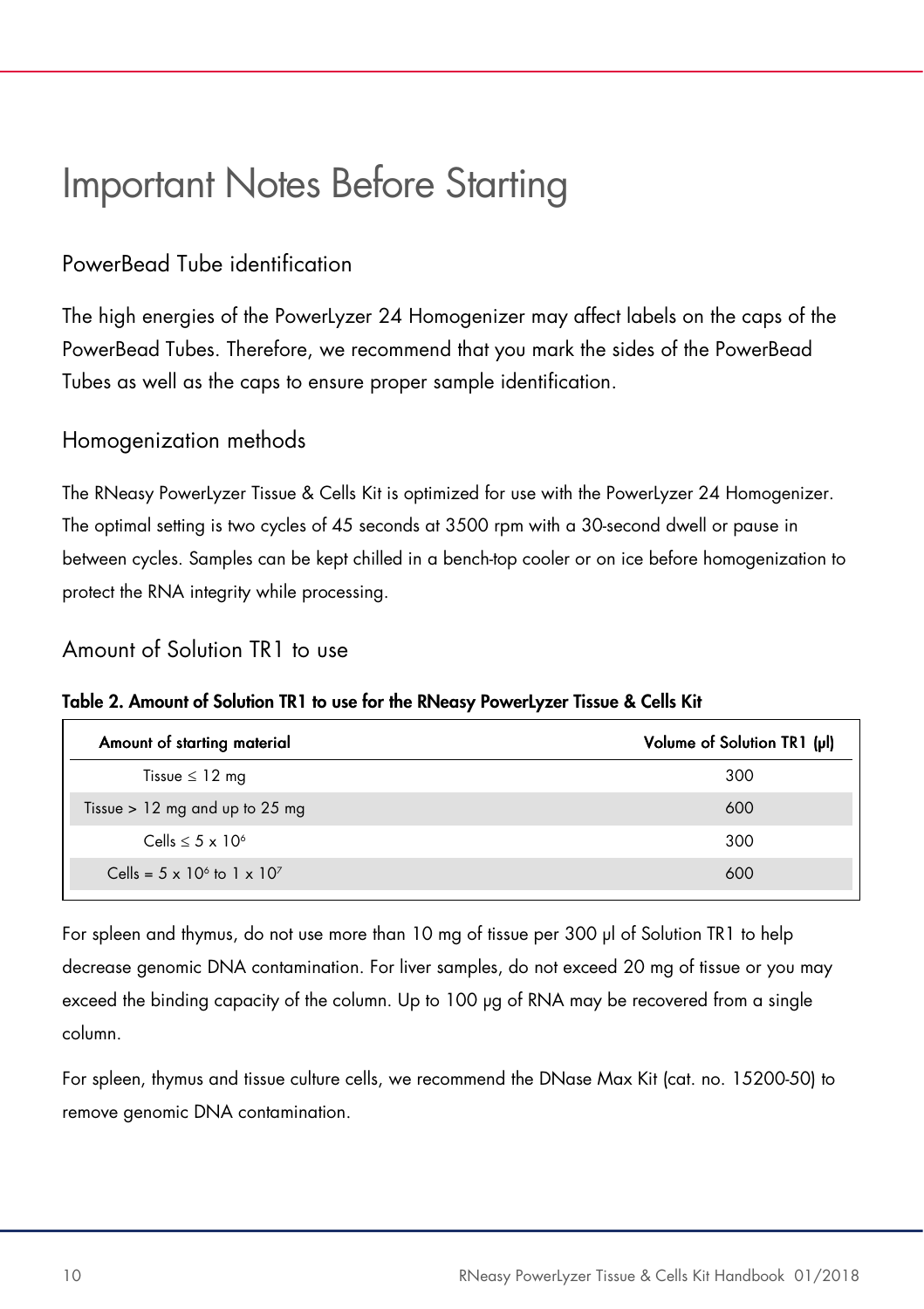# Important Notes Before Starting

## PowerBead Tube identification

The high energies of the PowerLyzer 24 Homogenizer may affect labels on the caps of the PowerBead Tubes. Therefore, we recommend that you mark the sides of the PowerBead Tubes as well as the caps to ensure proper sample identification.

## Homogenization methods

The RNeasy PowerLyzer Tissue & Cells Kit is optimized for use with the PowerLyzer 24 Homogenizer. The optimal setting is two cycles of 45 seconds at 3500 rpm with a 30-second dwell or pause in between cycles. Samples can be kept chilled in a bench-top cooler or on ice before homogenization to protect the RNA integrity while processing.

## Amount of Solution TR1 to use

**Table 2. Amount of Solution TR1 to use for the RNeasy PowerLyzer Tissue & Cells Kit**

| Amount of starting material | Volume of Solution TR1 (µl) |
|---|---|
| Tissue ≤ 12 mg | 300 |
| Tissue > 12 mg and up to 25 mg | 600 |
| Cells ≤ $5 \times 10^6$ | 300 |
| Cells = $5 \times 10^6$ to $1 \times 10^7$ | 600 |

For spleen and thymus, do not use more than 10 mg of tissue per 300 µl of Solution TR1 to help decrease genomic DNA contamination. For liver samples, do not exceed 20 mg of tissue or you may exceed the binding capacity of the column. Up to 100 µg of RNA may be recovered from a single column.

For spleen, thymus and tissue culture cells, we recommend the DNase Max Kit (cat. no. 15200-50) to remove genomic DNA contamination.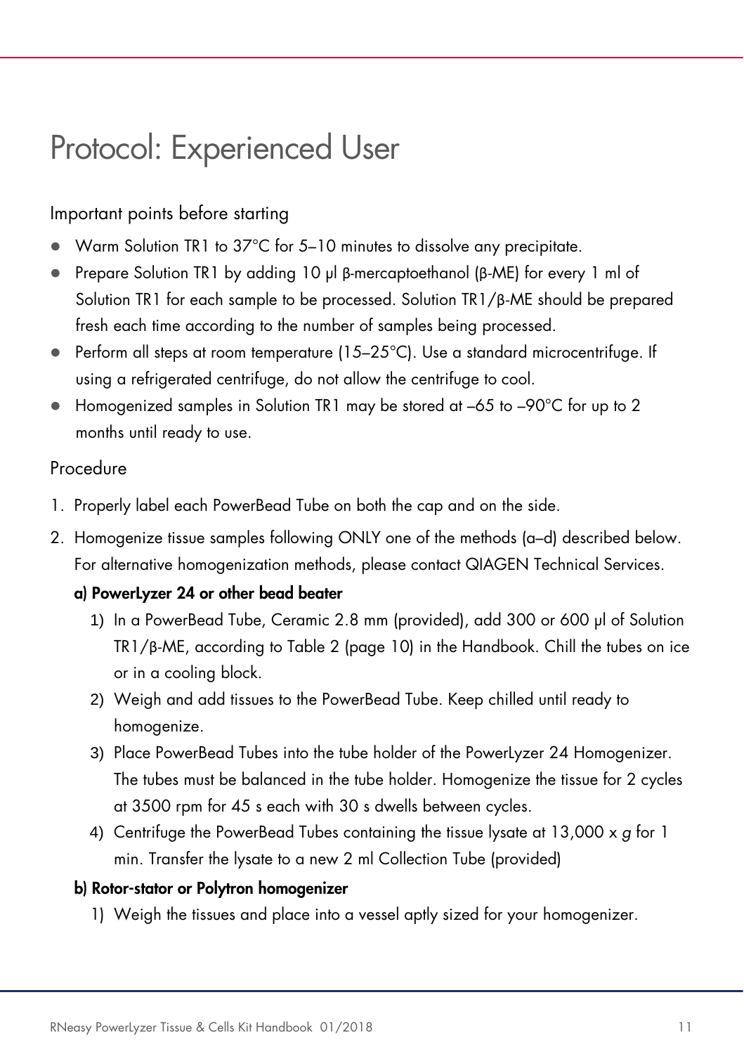# Protocol: Experienced User

## Important points before starting

- Warm Solution TR1 to 37°C for 5–10 minutes to dissolve any precipitate.
- Prepare Solution TR1 by adding 10 µl β-mercaptoethanol (β-ME) for every 1 ml of Solution TR1 for each sample to be processed. Solution TR1/β-ME should be prepared fresh each time according to the number of samples being processed.
- Perform all steps at room temperature (15–25°C). Use a standard microcentrifuge. If using a refrigerated centrifuge, do not allow the centrifuge to cool.
- Homogenized samples in Solution TR1 may be stored at –65 to –90°C for up to 2 months until ready to use.

## Procedure

1. Properly label each PowerBead Tube on both the cap and on the side.
2. Homogenize tissue samples following ONLY one of the methods (a–d) described below. For alternative homogenization methods, please contact QIAGEN Technical Services.

   **a) PowerLyzer 24 or other bead beater**

   1) In a PowerBead Tube, Ceramic 2.8 mm (provided), add 300 or 600 µl of Solution TR1/β-ME, according to Table 2 (page 10) in the Handbook. Chill the tubes on ice or in a cooling block.
   2) Weigh and add tissues to the PowerBead Tube. Keep chilled until ready to homogenize.
   3) Place PowerBead Tubes into the tube holder of the PowerLyzer 24 Homogenizer. The tubes must be balanced in the tube holder. Homogenize the tissue for 2 cycles at 3500 rpm for 45 s each with 30 s dwells between cycles.
   4) Centrifuge the PowerBead Tubes containing the tissue lysate at 13,000 x *g* for 1 min. Transfer the lysate to a new 2 ml Collection Tube (provided)

   **b) Rotor-stator or Polytron homogenizer**

   1) Weigh the tissues and place into a vessel aptly sized for your homogenizer.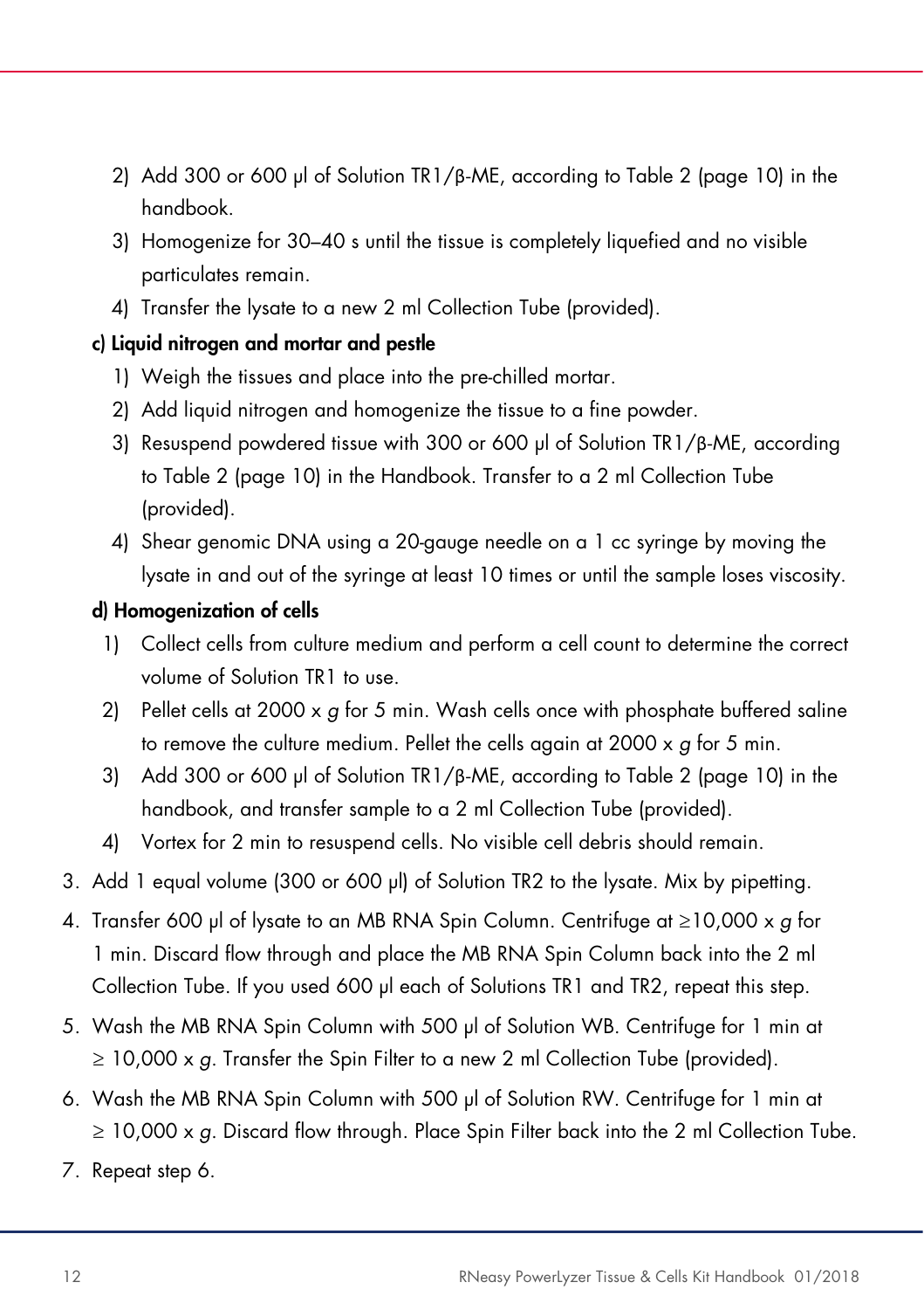2) Add 300 or 600 µl of Solution TR1/β-ME, according to Table 2 (page 10) in the handbook.
3) Homogenize for 30–40 s until the tissue is completely liquefied and no visible particulates remain.
4) Transfer the lysate to a new 2 ml Collection Tube (provided).

**c) Liquid nitrogen and mortar and pestle**

1) Weigh the tissues and place into the pre-chilled mortar.
2) Add liquid nitrogen and homogenize the tissue to a fine powder.
3) Resuspend powdered tissue with 300 or 600 µl of Solution TR1/β-ME, according to Table 2 (page 10) in the Handbook. Transfer to a 2 ml Collection Tube (provided).
4) Shear genomic DNA using a 20-gauge needle on a 1 cc syringe by moving the lysate in and out of the syringe at least 10 times or until the sample loses viscosity.

**d) Homogenization of cells**

1) Collect cells from culture medium and perform a cell count to determine the correct volume of Solution TR1 to use.
2) Pellet cells at 2000 x *g* for 5 min. Wash cells once with phosphate buffered saline to remove the culture medium. Pellet the cells again at 2000 x *g* for 5 min.
3) Add 300 or 600 µl of Solution TR1/β-ME, according to Table 2 (page 10) in the handbook, and transfer sample to a 2 ml Collection Tube (provided).
4) Vortex for 2 min to resuspend cells. No visible cell debris should remain.

3. Add 1 equal volume (300 or 600 µl) of Solution TR2 to the lysate. Mix by pipetting.
4. Transfer 600 µl of lysate to an MB RNA Spin Column. Centrifuge at ≥10,000 x *g* for 1 min. Discard flow through and place the MB RNA Spin Column back into the 2 ml Collection Tube. If you used 600 µl each of Solutions TR1 and TR2, repeat this step.
5. Wash the MB RNA Spin Column with 500 µl of Solution WB. Centrifuge for 1 min at ≥ 10,000 x *g*. Transfer the Spin Filter to a new 2 ml Collection Tube (provided).
6. Wash the MB RNA Spin Column with 500 µl of Solution RW. Centrifuge for 1 min at ≥ 10,000 x *g*. Discard flow through. Place Spin Filter back into the 2 ml Collection Tube.
7. Repeat step 6.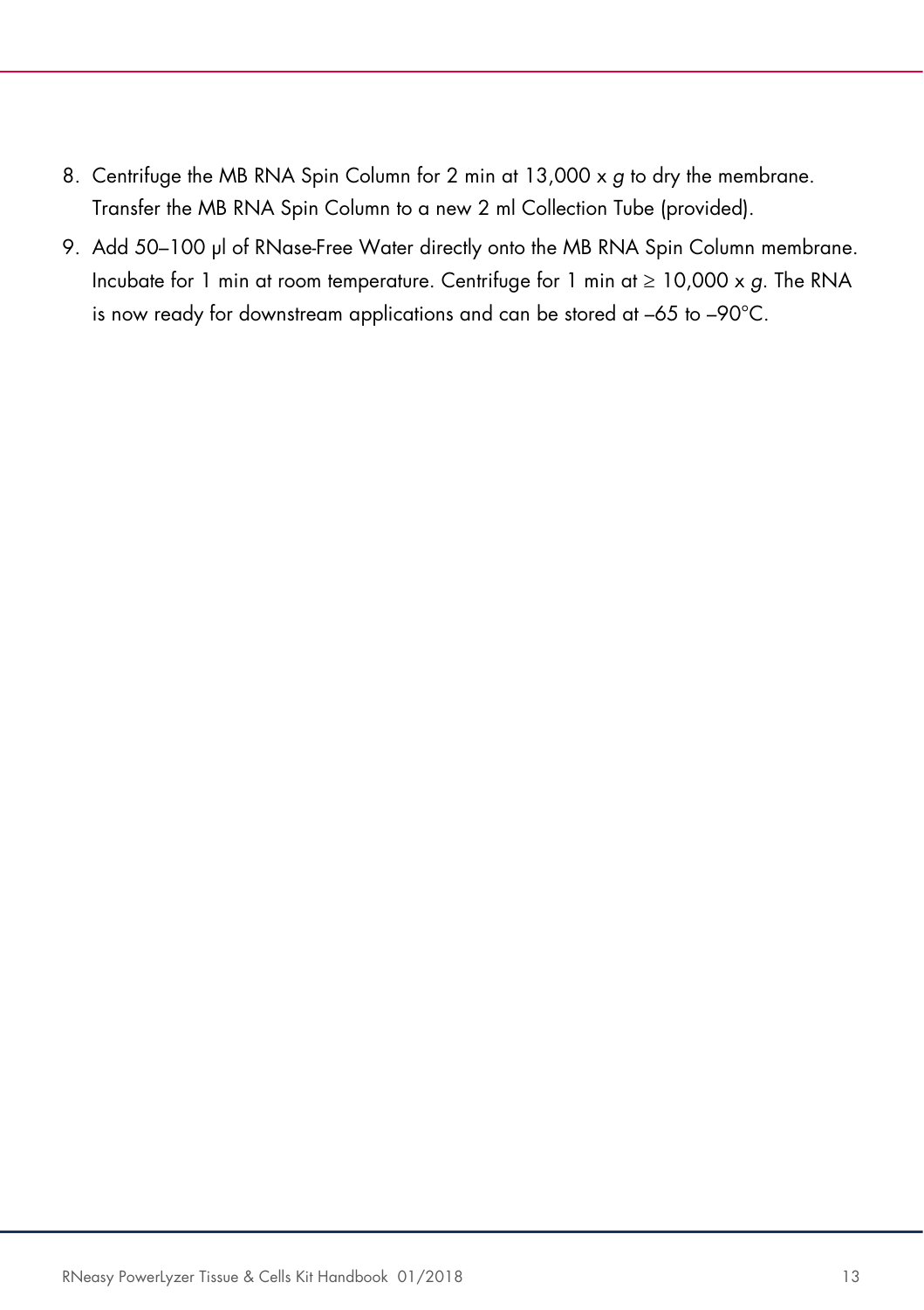8. Centrifuge the MB RNA Spin Column for 2 min at 13,000 x *g* to dry the membrane. Transfer the MB RNA Spin Column to a new 2 ml Collection Tube (provided).
9. Add 50–100 µl of RNase-Free Water directly onto the MB RNA Spin Column membrane. Incubate for 1 min at room temperature. Centrifuge for 1 min at ≥ 10,000 x *g*. The RNA is now ready for downstream applications and can be stored at –65 to –90°C.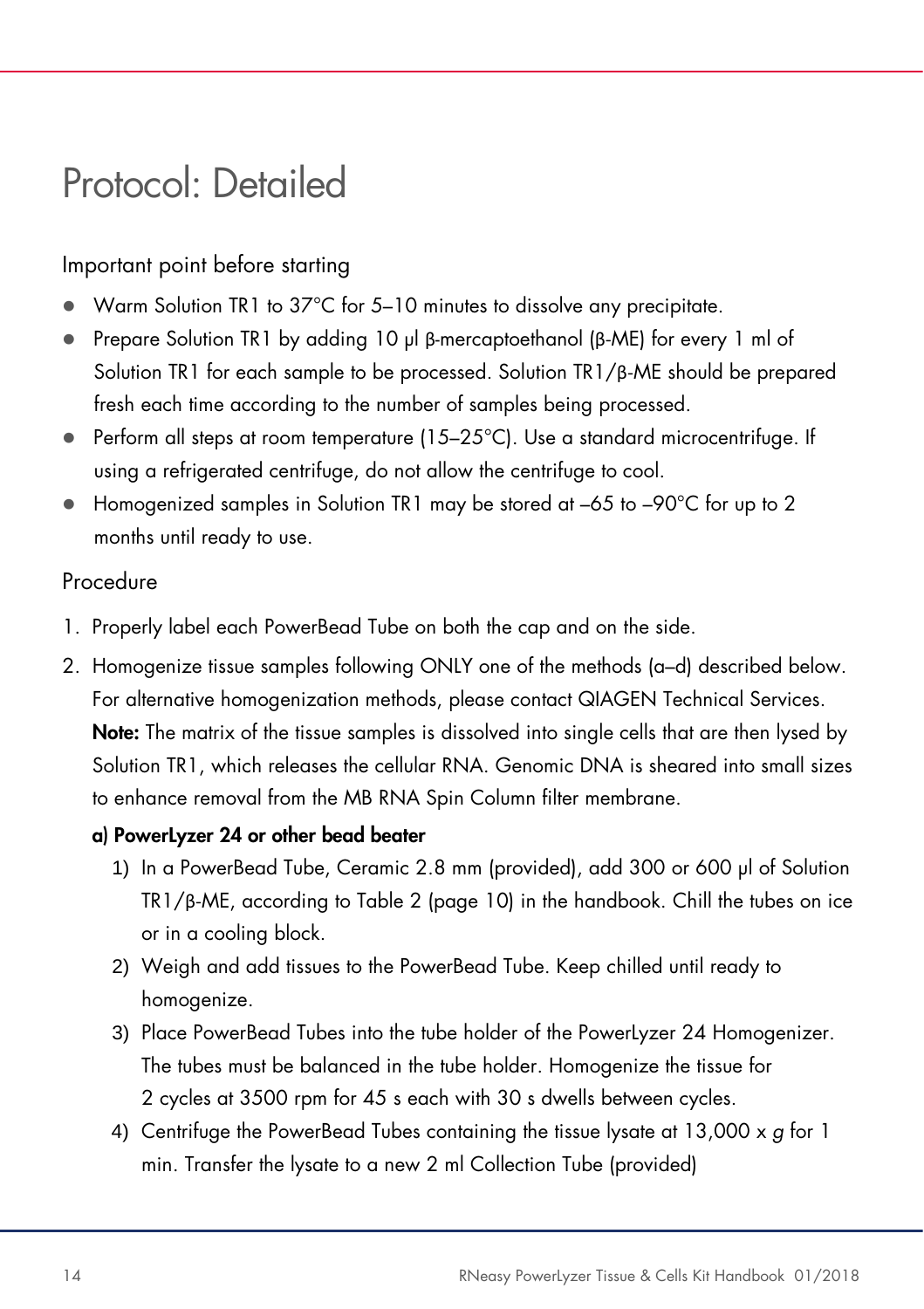# Protocol: Detailed

## Important point before starting

- Warm Solution TR1 to 37°C for 5–10 minutes to dissolve any precipitate.
- Prepare Solution TR1 by adding 10 µl β-mercaptoethanol (β-ME) for every 1 ml of Solution TR1 for each sample to be processed. Solution TR1/β-ME should be prepared fresh each time according to the number of samples being processed.
- Perform all steps at room temperature (15–25°C). Use a standard microcentrifuge. If using a refrigerated centrifuge, do not allow the centrifuge to cool.
- Homogenized samples in Solution TR1 may be stored at –65 to –90°C for up to 2 months until ready to use.

## Procedure

1. Properly label each PowerBead Tube on both the cap and on the side.
2. Homogenize tissue samples following ONLY one of the methods (a–d) described below. For alternative homogenization methods, please contact QIAGEN Technical Services.
   **Note:** The matrix of the tissue samples is dissolved into single cells that are then lysed by Solution TR1, which releases the cellular RNA. Genomic DNA is sheared into small sizes to enhance removal from the MB RNA Spin Column filter membrane.

   **a) PowerLyzer 24 or other bead beater**

   1) In a PowerBead Tube, Ceramic 2.8 mm (provided), add 300 or 600 µl of Solution TR1/β-ME, according to Table 2 (page 10) in the handbook. Chill the tubes on ice or in a cooling block.
   2) Weigh and add tissues to the PowerBead Tube. Keep chilled until ready to homogenize.
   3) Place PowerBead Tubes into the tube holder of the PowerLyzer 24 Homogenizer. The tubes must be balanced in the tube holder. Homogenize the tissue for 2 cycles at 3500 rpm for 45 s each with 30 s dwells between cycles.
   4) Centrifuge the PowerBead Tubes containing the tissue lysate at 13,000 x *g* for 1 min. Transfer the lysate to a new 2 ml Collection Tube (provided)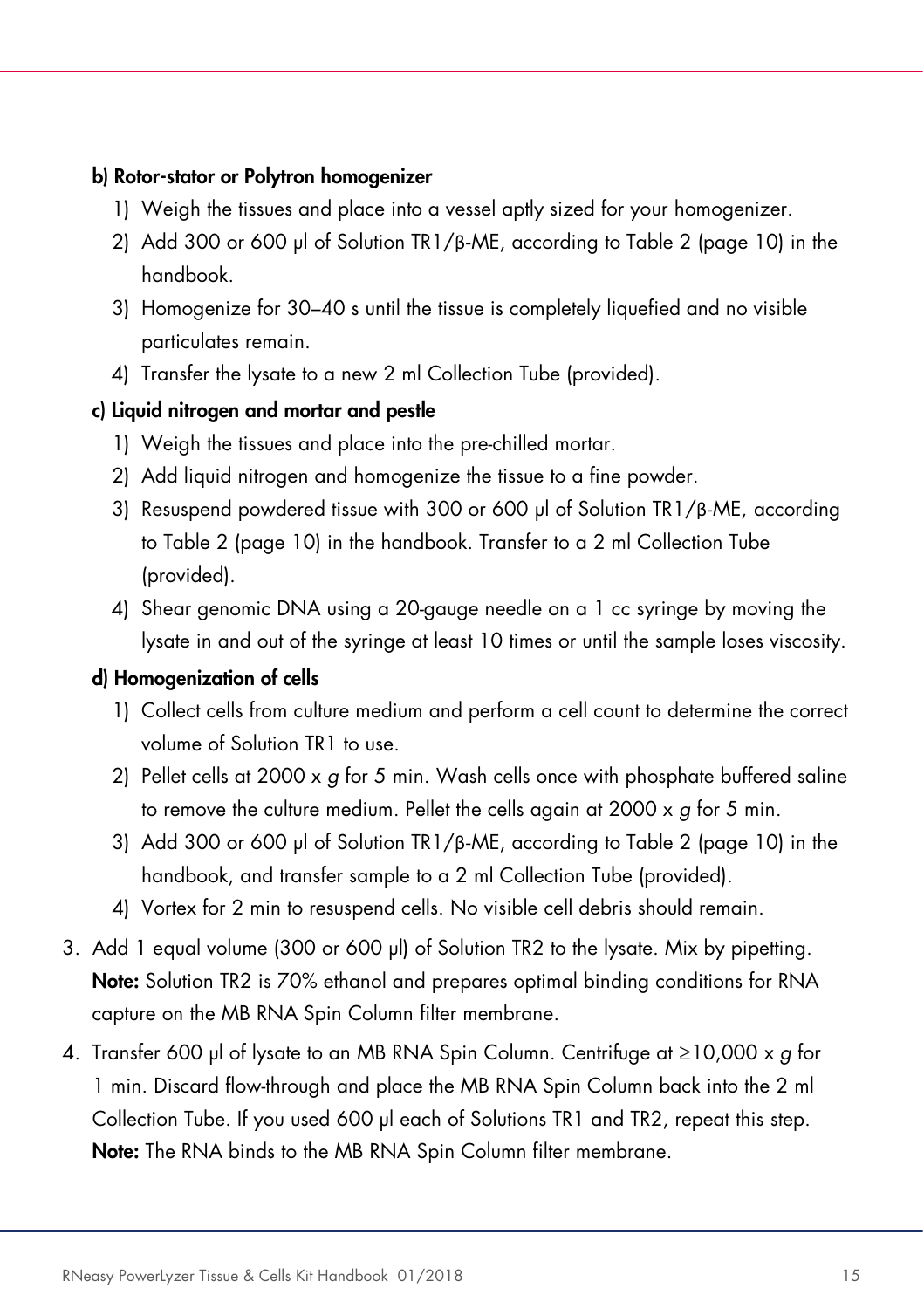**b) Rotor-stator or Polytron homogenizer**

1) Weigh the tissues and place into a vessel aptly sized for your homogenizer.
2) Add 300 or 600 µl of Solution TR1/β-ME, according to Table 2 (page 10) in the handbook.
3) Homogenize for 30–40 s until the tissue is completely liquefied and no visible particulates remain.
4) Transfer the lysate to a new 2 ml Collection Tube (provided).

**c) Liquid nitrogen and mortar and pestle**

1) Weigh the tissues and place into the pre-chilled mortar.
2) Add liquid nitrogen and homogenize the tissue to a fine powder.
3) Resuspend powdered tissue with 300 or 600 µl of Solution TR1/β-ME, according to Table 2 (page 10) in the handbook. Transfer to a 2 ml Collection Tube (provided).
4) Shear genomic DNA using a 20-gauge needle on a 1 cc syringe by moving the lysate in and out of the syringe at least 10 times or until the sample loses viscosity.

**d) Homogenization of cells**

1) Collect cells from culture medium and perform a cell count to determine the correct volume of Solution TR1 to use.
2) Pellet cells at 2000 x *g* for 5 min. Wash cells once with phosphate buffered saline to remove the culture medium. Pellet the cells again at 2000 x *g* for 5 min.
3) Add 300 or 600 µl of Solution TR1/β-ME, according to Table 2 (page 10) in the handbook, and transfer sample to a 2 ml Collection Tube (provided).
4) Vortex for 2 min to resuspend cells. No visible cell debris should remain.

3. Add 1 equal volume (300 or 600 µl) of Solution TR2 to the lysate. Mix by pipetting.
   **Note:** Solution TR2 is 70% ethanol and prepares optimal binding conditions for RNA capture on the MB RNA Spin Column filter membrane.
4. Transfer 600 µl of lysate to an MB RNA Spin Column. Centrifuge at ≥10,000 x *g* for 1 min. Discard flow-through and place the MB RNA Spin Column back into the 2 ml Collection Tube. If you used 600 µl each of Solutions TR1 and TR2, repeat this step.
   **Note:** The RNA binds to the MB RNA Spin Column filter membrane.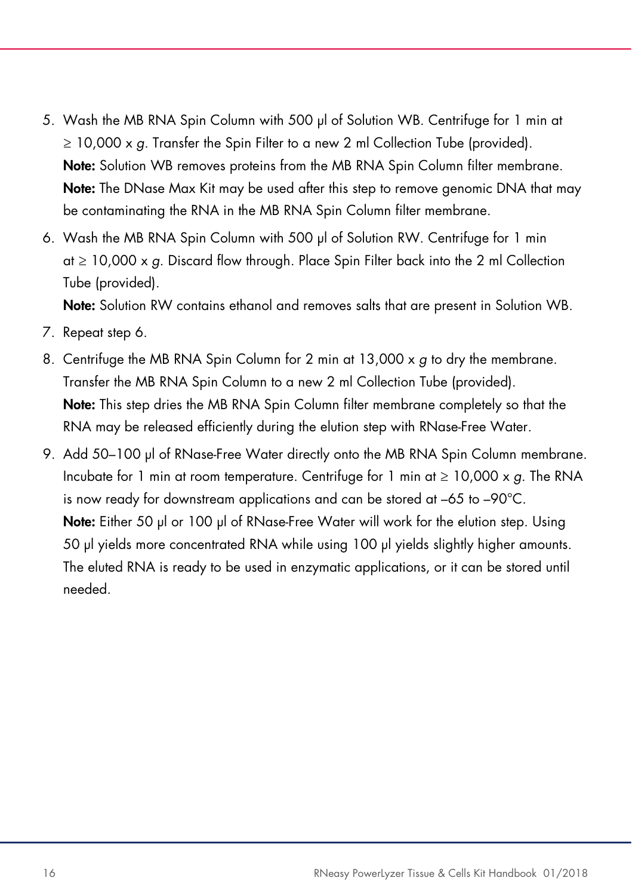5. Wash the MB RNA Spin Column with 500 µl of Solution WB. Centrifuge for 1 min at ≥ 10,000 x *g*. Transfer the Spin Filter to a new 2 ml Collection Tube (provided).
   **Note:** Solution WB removes proteins from the MB RNA Spin Column filter membrane.
   **Note:** The DNase Max Kit may be used after this step to remove genomic DNA that may be contaminating the RNA in the MB RNA Spin Column filter membrane.
6. Wash the MB RNA Spin Column with 500 µl of Solution RW. Centrifuge for 1 min at ≥ 10,000 x *g*. Discard flow through. Place Spin Filter back into the 2 ml Collection Tube (provided).
   **Note:** Solution RW contains ethanol and removes salts that are present in Solution WB.
7. Repeat step 6.
8. Centrifuge the MB RNA Spin Column for 2 min at 13,000 x *g* to dry the membrane. Transfer the MB RNA Spin Column to a new 2 ml Collection Tube (provided).
   **Note:** This step dries the MB RNA Spin Column filter membrane completely so that the RNA may be released efficiently during the elution step with RNase-Free Water.
9. Add 50–100 µl of RNase-Free Water directly onto the MB RNA Spin Column membrane. Incubate for 1 min at room temperature. Centrifuge for 1 min at ≥ 10,000 x *g*. The RNA is now ready for downstream applications and can be stored at –65 to –90°C.
   **Note:** Either 50 µl or 100 µl of RNase-Free Water will work for the elution step. Using 50 µl yields more concentrated RNA while using 100 µl yields slightly higher amounts. The eluted RNA is ready to be used in enzymatic applications, or it can be stored until needed.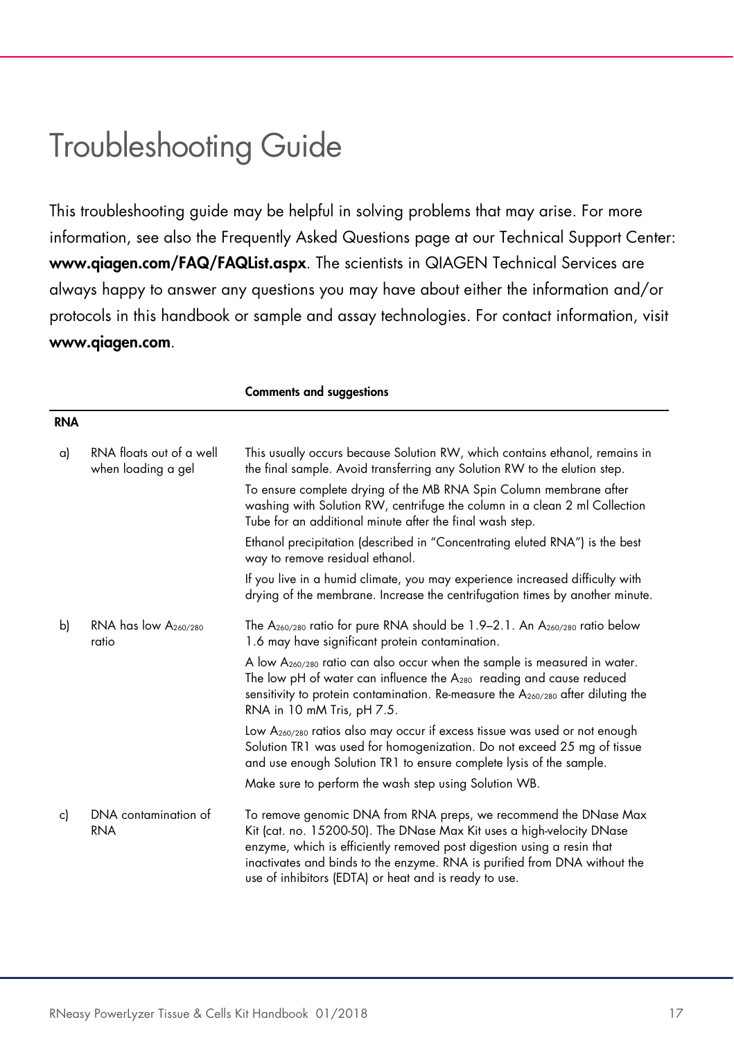# Troubleshooting Guide

This troubleshooting guide may be helpful in solving problems that may arise. For more information, see also the Frequently Asked Questions page at our Technical Support Center: **www.qiagen.com/FAQ/FAQList.aspx**. The scientists in QIAGEN Technical Services are always happy to answer any questions you may have about either the information and/or protocols in this handbook or sample and assay technologies. For contact information, visit **www.qiagen.com**.

| | | Comments and suggestions |
|---|---|---|
| **RNA** | | |
| a) | RNA floats out of a well when loading a gel | This usually occurs because Solution RW, which contains ethanol, remains in the final sample. Avoid transferring any Solution RW to the elution step.<br><br>To ensure complete drying of the MB RNA Spin Column membrane after washing with Solution RW, centrifuge the column in a clean 2 ml Collection Tube for an additional minute after the final wash step.<br><br>Ethanol precipitation (described in "Concentrating eluted RNA") is the best way to remove residual ethanol.<br><br>If you live in a humid climate, you may experience increased difficulty with drying of the membrane. Increase the centrifugation times by another minute. |
| b) | RNA has low $A_{260/280}$ ratio | The $A_{260/280}$ ratio for pure RNA should be 1.9–2.1. An $A_{260/280}$ ratio below 1.6 may have significant protein contamination.<br><br>A low $A_{260/280}$ ratio can also occur when the sample is measured in water. The low pH of water can influence the $A_{280}$ reading and cause reduced sensitivity to protein contamination. Re-measure the $A_{260/280}$ after diluting the RNA in 10 mM Tris, pH 7.5.<br><br>Low $A_{260/280}$ ratios also may occur if excess tissue was used or not enough Solution TR1 was used for homogenization. Do not exceed 25 mg of tissue and use enough Solution TR1 to ensure complete lysis of the sample.<br><br>Make sure to perform the wash step using Solution WB. |
| c) | DNA contamination of RNA | To remove genomic DNA from RNA preps, we recommend the DNase Max Kit (cat. no. 15200-50). The DNase Max Kit uses a high-velocity DNase enzyme, which is efficiently removed post digestion using a resin that inactivates and binds to the enzyme. RNA is purified from DNA without the use of inhibitors (EDTA) or heat and is ready to use. |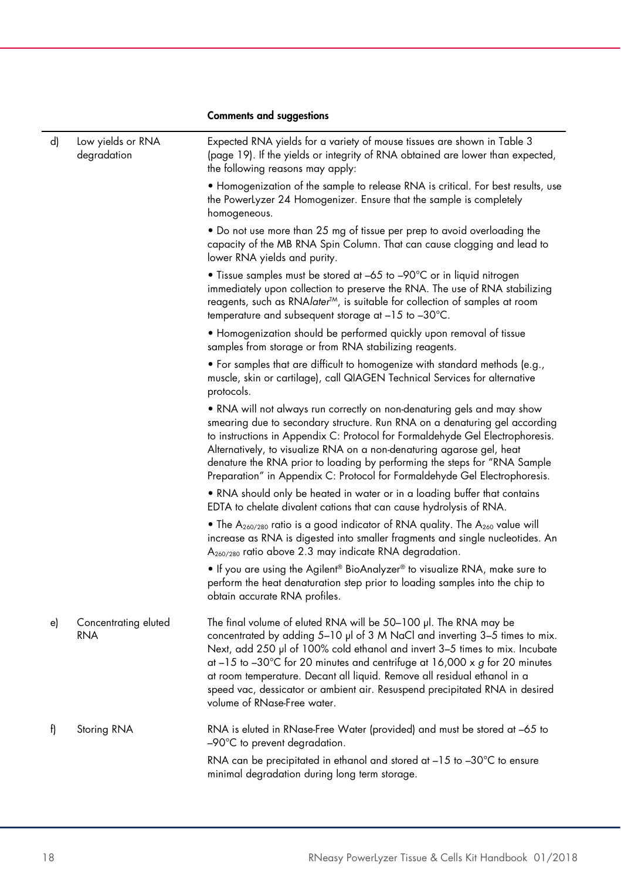| | | Comments and suggestions |
|---|---|---|
| d) | Low yields or RNA degradation | Expected RNA yields for a variety of mouse tissues are shown in Table 3 (page 19). If the yields or integrity of RNA obtained are lower than expected, the following reasons may apply:<br>• Homogenization of the sample to release RNA is critical. For best results, use the PowerLyzer 24 Homogenizer. Ensure that the sample is completely homogeneous.<br>• Do not use more than 25 mg of tissue per prep to avoid overloading the capacity of the MB RNA Spin Column. That can cause clogging and lead to lower RNA yields and purity.<br>• Tissue samples must be stored at –65 to –90°C or in liquid nitrogen immediately upon collection to preserve the RNA. The use of RNA stabilizing reagents, such as RNA*later*™, is suitable for collection of samples at room temperature and subsequent storage at –15 to –30°C.<br>• Homogenization should be performed quickly upon removal of tissue samples from storage or from RNA stabilizing reagents.<br>• For samples that are difficult to homogenize with standard methods (e.g., muscle, skin or cartilage), call QIAGEN Technical Services for alternative protocols.<br>• RNA will not always run correctly on non-denaturing gels and may show smearing due to secondary structure. Run RNA on a denaturing gel according to instructions in Appendix C: Protocol for Formaldehyde Gel Electrophoresis. Alternatively, to visualize RNA on a non-denaturing agarose gel, heat denature the RNA prior to loading by performing the steps for "RNA Sample Preparation" in Appendix C: Protocol for Formaldehyde Gel Electrophoresis.<br>• RNA should only be heated in water or in a loading buffer that contains EDTA to chelate divalent cations that can cause hydrolysis of RNA.<br>• The $A_{260/280}$ ratio is a good indicator of RNA quality. The $A_{260}$ value will increase as RNA is digested into smaller fragments and single nucleotides. An $A_{260/280}$ ratio above 2.3 may indicate RNA degradation.<br>• If you are using the Agilent® BioAnalyzer® to visualize RNA, make sure to perform the heat denaturation step prior to loading samples into the chip to obtain accurate RNA profiles. |
| e) | Concentrating eluted RNA | The final volume of eluted RNA will be 50–100 µl. The RNA may be concentrated by adding 5–10 µl of 3 M NaCl and inverting 3–5 times to mix. Next, add 250 µl of 100% cold ethanol and invert 3–5 times to mix. Incubate at –15 to –30°C for 20 minutes and centrifuge at 16,000 x *g* for 20 minutes at room temperature. Decant all liquid. Remove all residual ethanol in a speed vac, dessicator or ambient air. Resuspend precipitated RNA in desired volume of RNase-Free water. |
| f) | Storing RNA | RNA is eluted in RNase-Free Water (provided) and must be stored at –65 to –90°C to prevent degradation.<br>RNA can be precipitated in ethanol and stored at –15 to –30°C to ensure minimal degradation during long term storage. |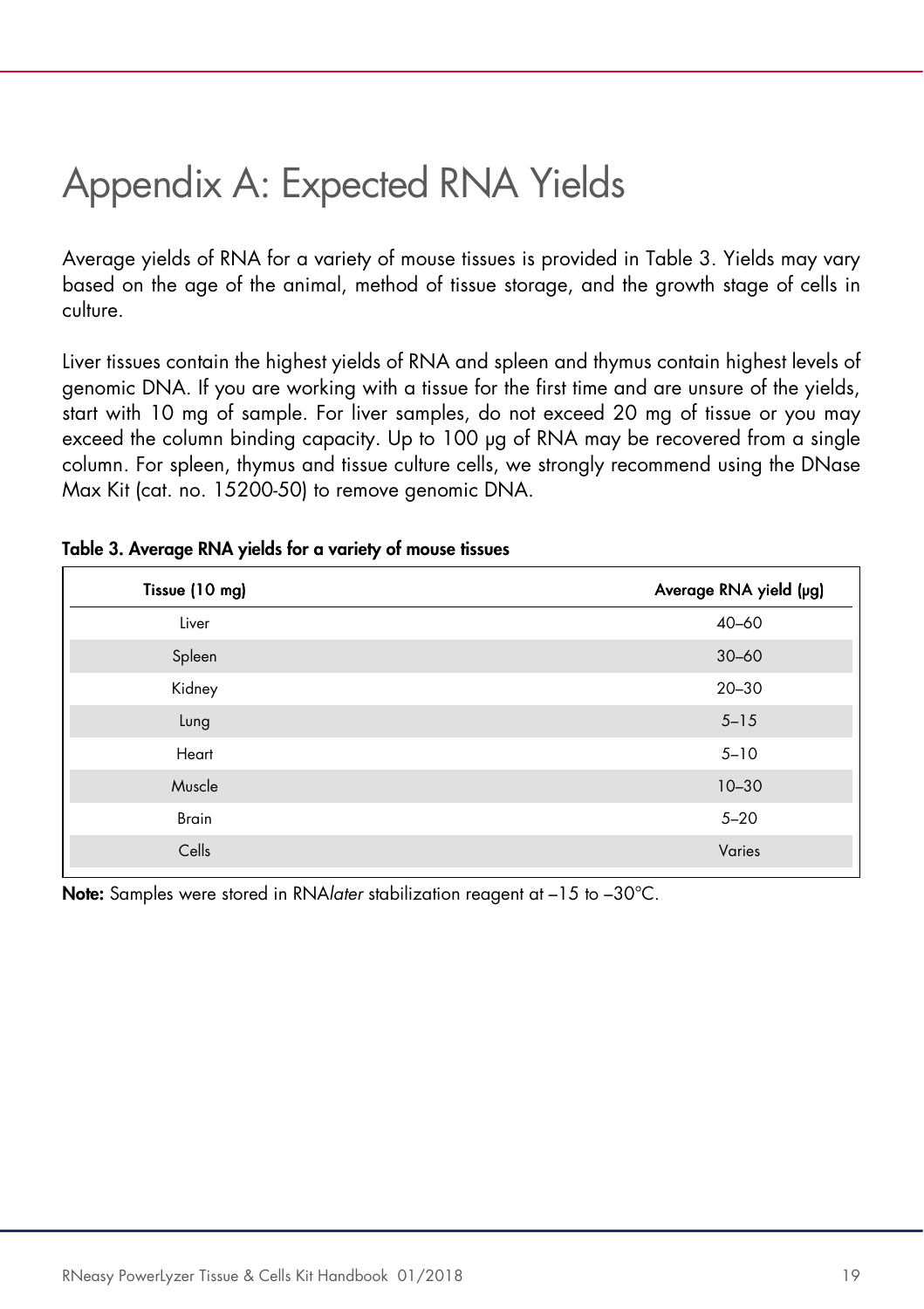# Appendix A: Expected RNA Yields

Average yields of RNA for a variety of mouse tissues is provided in Table 3. Yields may vary based on the age of the animal, method of tissue storage, and the growth stage of cells in culture.

Liver tissues contain the highest yields of RNA and spleen and thymus contain highest levels of genomic DNA. If you are working with a tissue for the first time and are unsure of the yields, start with 10 mg of sample. For liver samples, do not exceed 20 mg of tissue or you may exceed the column binding capacity. Up to 100 µg of RNA may be recovered from a single column. For spleen, thymus and tissue culture cells, we strongly recommend using the DNase Max Kit (cat. no. 15200-50) to remove genomic DNA.

**Table 3. Average RNA yields for a variety of mouse tissues**

| Tissue (10 mg) | Average RNA yield (µg) |
|---|---|
| Liver | 40–60 |
| Spleen | 30–60 |
| Kidney | 20–30 |
| Lung | 5–15 |
| Heart | 5–10 |
| Muscle | 10–30 |
| Brain | 5–20 |
| Cells | Varies |

**Note:** Samples were stored in RNA*later* stabilization reagent at –15 to –30°C.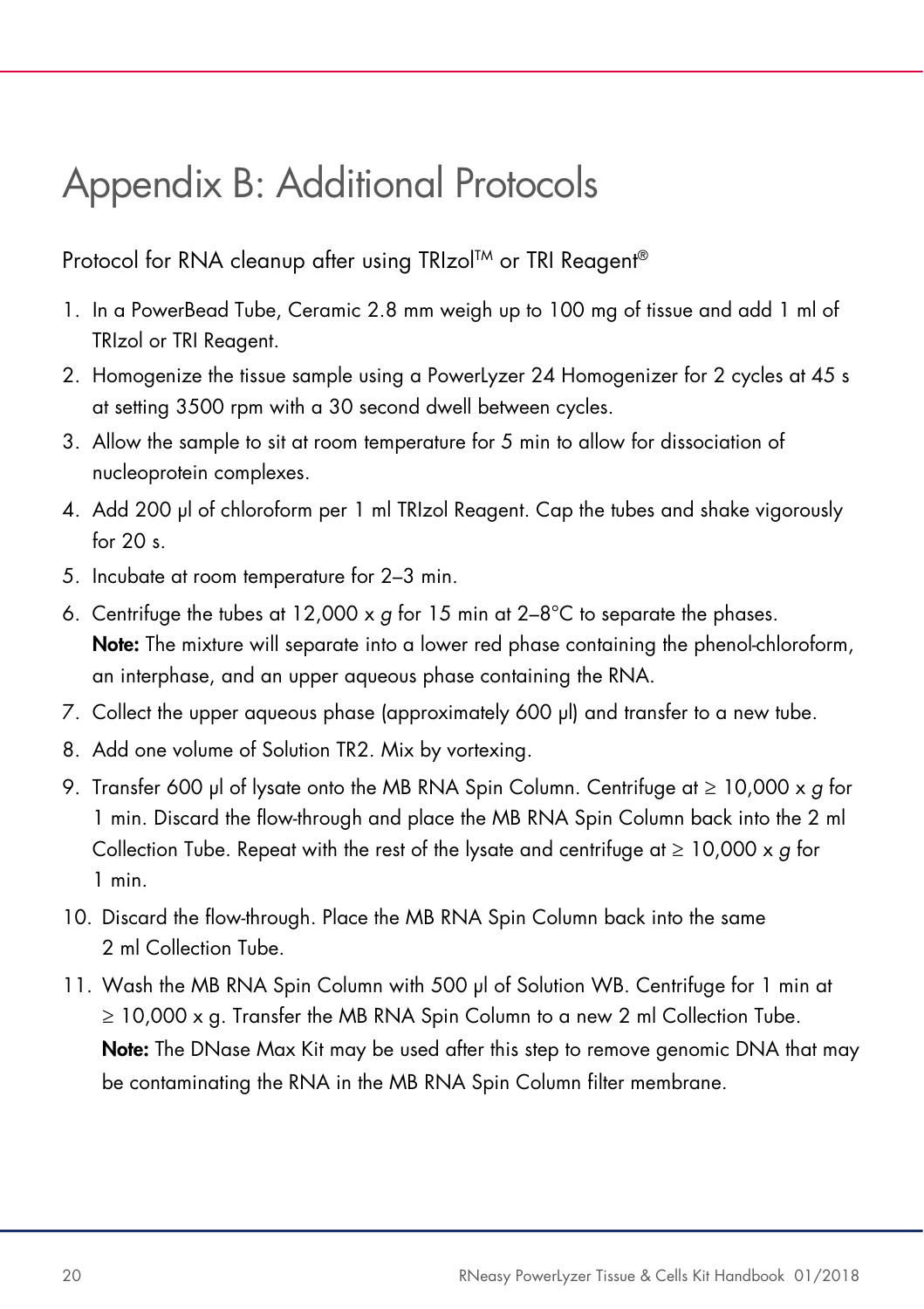# Appendix B: Additional Protocols

## Protocol for RNA cleanup after using TRIzol™ or TRI Reagent®

1. In a PowerBead Tube, Ceramic 2.8 mm weigh up to 100 mg of tissue and add 1 ml of TRIzol or TRI Reagent.
2. Homogenize the tissue sample using a PowerLyzer 24 Homogenizer for 2 cycles at 45 s at setting 3500 rpm with a 30 second dwell between cycles.
3. Allow the sample to sit at room temperature for 5 min to allow for dissociation of nucleoprotein complexes.
4. Add 200 µl of chloroform per 1 ml TRIzol Reagent. Cap the tubes and shake vigorously for 20 s.
5. Incubate at room temperature for 2–3 min.
6. Centrifuge the tubes at 12,000 x *g* for 15 min at 2–8°C to separate the phases.
   **Note:** The mixture will separate into a lower red phase containing the phenol-chloroform, an interphase, and an upper aqueous phase containing the RNA.
7. Collect the upper aqueous phase (approximately 600 µl) and transfer to a new tube.
8. Add one volume of Solution TR2. Mix by vortexing.
9. Transfer 600 µl of lysate onto the MB RNA Spin Column. Centrifuge at ≥ 10,000 x *g* for 1 min. Discard the flow-through and place the MB RNA Spin Column back into the 2 ml Collection Tube. Repeat with the rest of the lysate and centrifuge at ≥ 10,000 x *g* for 1 min.
10. Discard the flow-through. Place the MB RNA Spin Column back into the same 2 ml Collection Tube.
11. Wash the MB RNA Spin Column with 500 µl of Solution WB. Centrifuge for 1 min at ≥ 10,000 x g. Transfer the MB RNA Spin Column to a new 2 ml Collection Tube.
    **Note:** The DNase Max Kit may be used after this step to remove genomic DNA that may be contaminating the RNA in the MB RNA Spin Column filter membrane.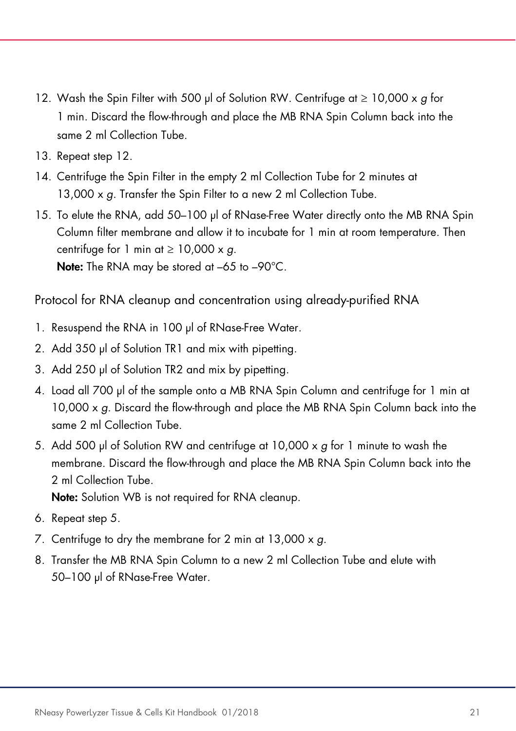12. Wash the Spin Filter with 500 µl of Solution RW. Centrifuge at ≥ 10,000 x *g* for 1 min. Discard the flow-through and place the MB RNA Spin Column back into the same 2 ml Collection Tube.
13. Repeat step 12.
14. Centrifuge the Spin Filter in the empty 2 ml Collection Tube for 2 minutes at 13,000 x *g*. Transfer the Spin Filter to a new 2 ml Collection Tube.
15. To elute the RNA, add 50–100 µl of RNase-Free Water directly onto the MB RNA Spin Column filter membrane and allow it to incubate for 1 min at room temperature. Then centrifuge for 1 min at ≥ 10,000 x *g*.
    **Note:** The RNA may be stored at –65 to –90°C.

## Protocol for RNA cleanup and concentration using already-purified RNA

1. Resuspend the RNA in 100 µl of RNase-Free Water.
2. Add 350 µl of Solution TR1 and mix with pipetting.
3. Add 250 µl of Solution TR2 and mix by pipetting.
4. Load all 700 µl of the sample onto a MB RNA Spin Column and centrifuge for 1 min at 10,000 x *g*. Discard the flow-through and place the MB RNA Spin Column back into the same 2 ml Collection Tube.
5. Add 500 µl of Solution RW and centrifuge at 10,000 x *g* for 1 minute to wash the membrane. Discard the flow-through and place the MB RNA Spin Column back into the 2 ml Collection Tube.
   **Note:** Solution WB is not required for RNA cleanup.
6. Repeat step 5.
7. Centrifuge to dry the membrane for 2 min at 13,000 x *g*.
8. Transfer the MB RNA Spin Column to a new 2 ml Collection Tube and elute with 50–100 µl of RNase-Free Water.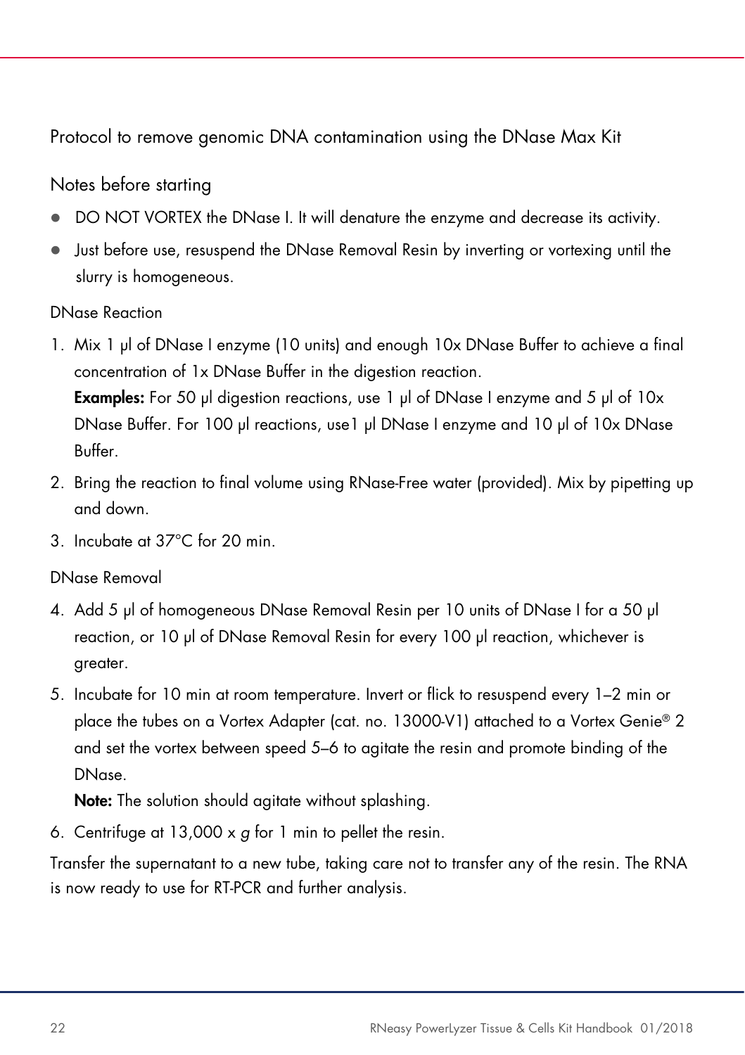## Protocol to remove genomic DNA contamination using the DNase Max Kit

### Notes before starting

- DO NOT VORTEX the DNase I. It will denature the enzyme and decrease its activity.
- Just before use, resuspend the DNase Removal Resin by inverting or vortexing until the slurry is homogeneous.

#### DNase Reaction

1. Mix 1 µl of DNase I enzyme (10 units) and enough 10x DNase Buffer to achieve a final concentration of 1x DNase Buffer in the digestion reaction.
   **Examples:** For 50 µl digestion reactions, use 1 µl of DNase I enzyme and 5 µl of 10x DNase Buffer. For 100 µl reactions, use1 µl DNase I enzyme and 10 µl of 10x DNase Buffer.
2. Bring the reaction to final volume using RNase-Free water (provided). Mix by pipetting up and down.
3. Incubate at 37°C for 20 min.

#### DNase Removal

4. Add 5 µl of homogeneous DNase Removal Resin per 10 units of DNase I for a 50 µl reaction, or 10 µl of DNase Removal Resin for every 100 µl reaction, whichever is greater.
5. Incubate for 10 min at room temperature. Invert or flick to resuspend every 1–2 min or place the tubes on a Vortex Adapter (cat. no. 13000-V1) attached to a Vortex Genie® 2 and set the vortex between speed 5–6 to agitate the resin and promote binding of the DNase.
   **Note:** The solution should agitate without splashing.
6. Centrifuge at 13,000 x *g* for 1 min to pellet the resin.

Transfer the supernatant to a new tube, taking care not to transfer any of the resin. The RNA is now ready to use for RT-PCR and further analysis.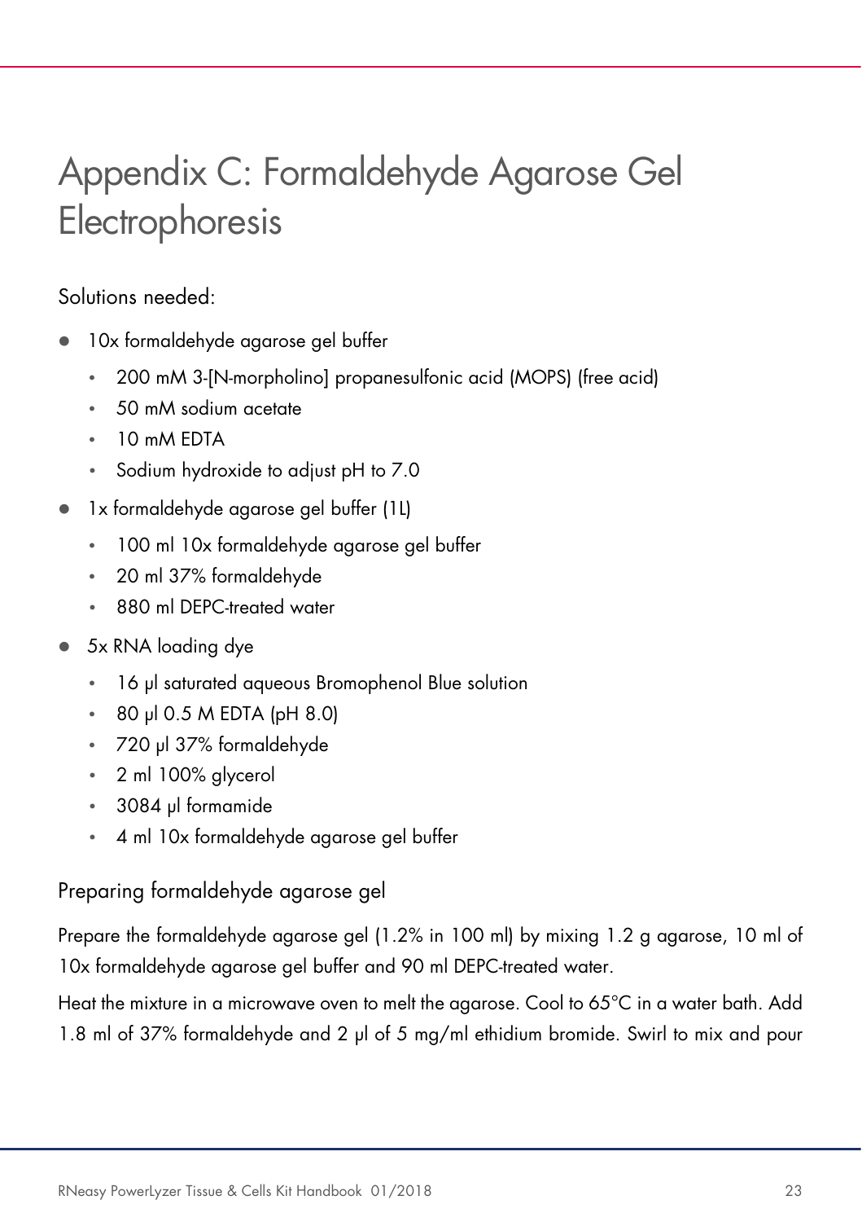# Appendix C: Formaldehyde Agarose Gel Electrophoresis

Solutions needed:

- 10x formaldehyde agarose gel buffer
  - 200 mM 3-[N-morpholino] propanesulfonic acid (MOPS) (free acid)
  - 50 mM sodium acetate
  - 10 mM EDTA
  - Sodium hydroxide to adjust pH to 7.0
- 1x formaldehyde agarose gel buffer (1L)
  - 100 ml 10x formaldehyde agarose gel buffer
  - 20 ml 37% formaldehyde
  - 880 ml DEPC-treated water
- 5x RNA loading dye
  - 16 µl saturated aqueous Bromophenol Blue solution
  - 80 µl 0.5 M EDTA (pH 8.0)
  - 720 µl 37% formaldehyde
  - 2 ml 100% glycerol
  - 3084 µl formamide
  - 4 ml 10x formaldehyde agarose gel buffer

## Preparing formaldehyde agarose gel

Prepare the formaldehyde agarose gel (1.2% in 100 ml) by mixing 1.2 g agarose, 10 ml of 10x formaldehyde agarose gel buffer and 90 ml DEPC-treated water.

Heat the mixture in a microwave oven to melt the agarose. Cool to 65°C in a water bath. Add 1.8 ml of 37% formaldehyde and 2 µl of 5 mg/ml ethidium bromide. Swirl to mix and pour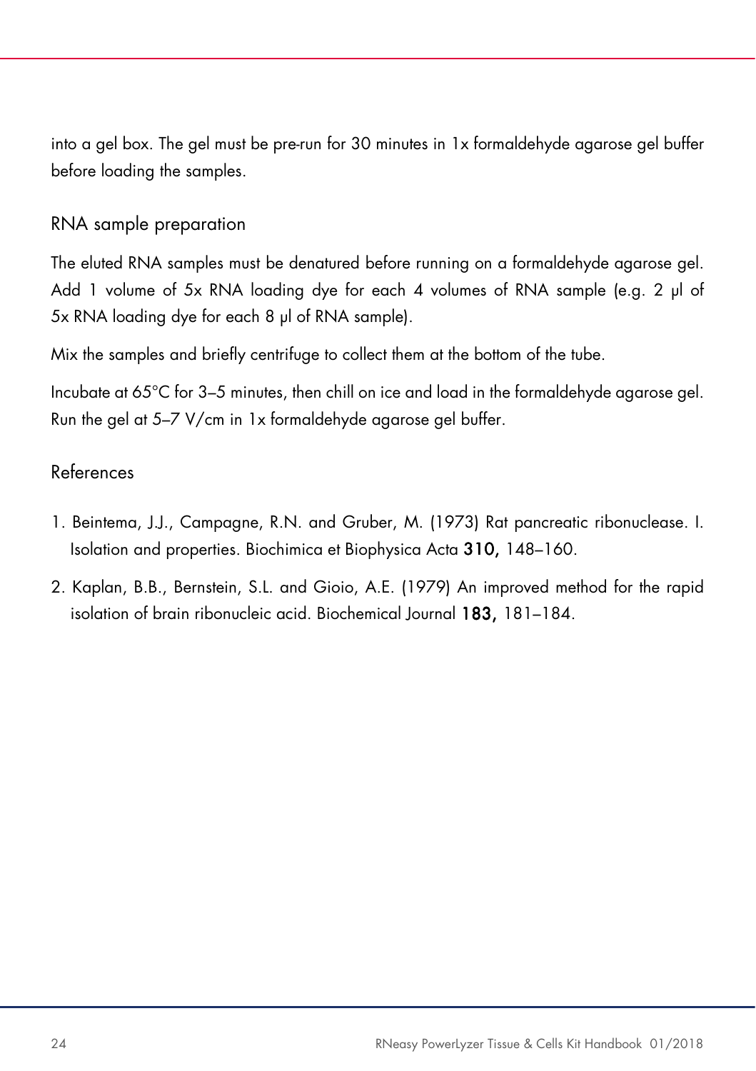into a gel box. The gel must be pre-run for 30 minutes in 1x formaldehyde agarose gel buffer before loading the samples.

## RNA sample preparation

The eluted RNA samples must be denatured before running on a formaldehyde agarose gel. Add 1 volume of 5x RNA loading dye for each 4 volumes of RNA sample (e.g. 2 µl of 5x RNA loading dye for each 8 µl of RNA sample).

Mix the samples and briefly centrifuge to collect them at the bottom of the tube.

Incubate at 65°C for 3–5 minutes, then chill on ice and load in the formaldehyde agarose gel. Run the gel at 5–7 V/cm in 1x formaldehyde agarose gel buffer.

## References

1. Beintema, J.J., Campagne, R.N. and Gruber, M. (1973) Rat pancreatic ribonuclease. I. Isolation and properties. Biochimica et Biophysica Acta **310,** 148–160.
2. Kaplan, B.B., Bernstein, S.L. and Gioio, A.E. (1979) An improved method for the rapid isolation of brain ribonucleic acid. Biochemical Journal **183,** 181–184.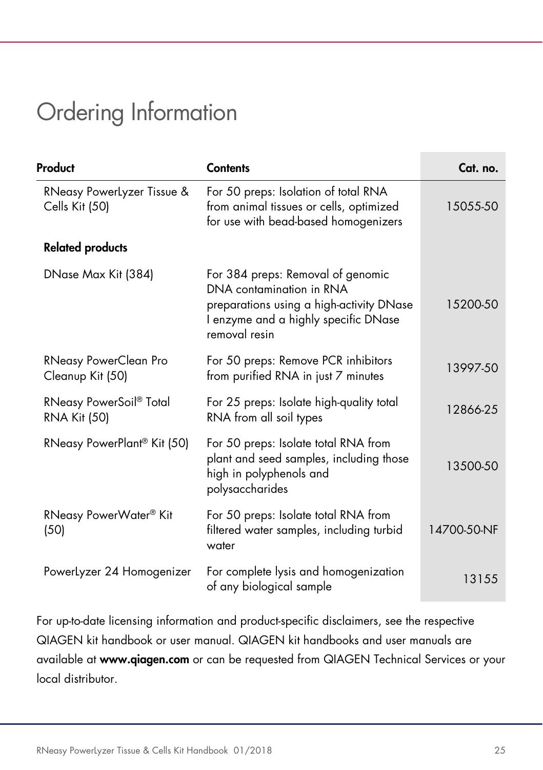# Ordering Information

| Product | Contents | Cat. no. |
|---|---|---|
| RNeasy PowerLyzer Tissue & Cells Kit (50) | For 50 preps: Isolation of total RNA from animal tissues or cells, optimized for use with bead-based homogenizers | 15055-50 |
| **Related products** | | |
| DNase Max Kit (384) | For 384 preps: Removal of genomic DNA contamination in RNA preparations using a high-activity DNase I enzyme and a highly specific DNase removal resin | 15200-50 |
| RNeasy PowerClean Pro Cleanup Kit (50) | For 50 preps: Remove PCR inhibitors from purified RNA in just 7 minutes | 13997-50 |
| RNeasy PowerSoil® Total RNA Kit (50) | For 25 preps: Isolate high-quality total RNA from all soil types | 12866-25 |
| RNeasy PowerPlant® Kit (50) | For 50 preps: Isolate total RNA from plant and seed samples, including those high in polyphenols and polysaccharides | 13500-50 |
| RNeasy PowerWater® Kit (50) | For 50 preps: Isolate total RNA from filtered water samples, including turbid water | 14700-50-NF |
| PowerLyzer 24 Homogenizer | For complete lysis and homogenization of any biological sample | 13155 |

For up-to-date licensing information and product-specific disclaimers, see the respective QIAGEN kit handbook or user manual. QIAGEN kit handbooks and user manuals are available at **www.qiagen.com** or can be requested from QIAGEN Technical Services or your local distributor.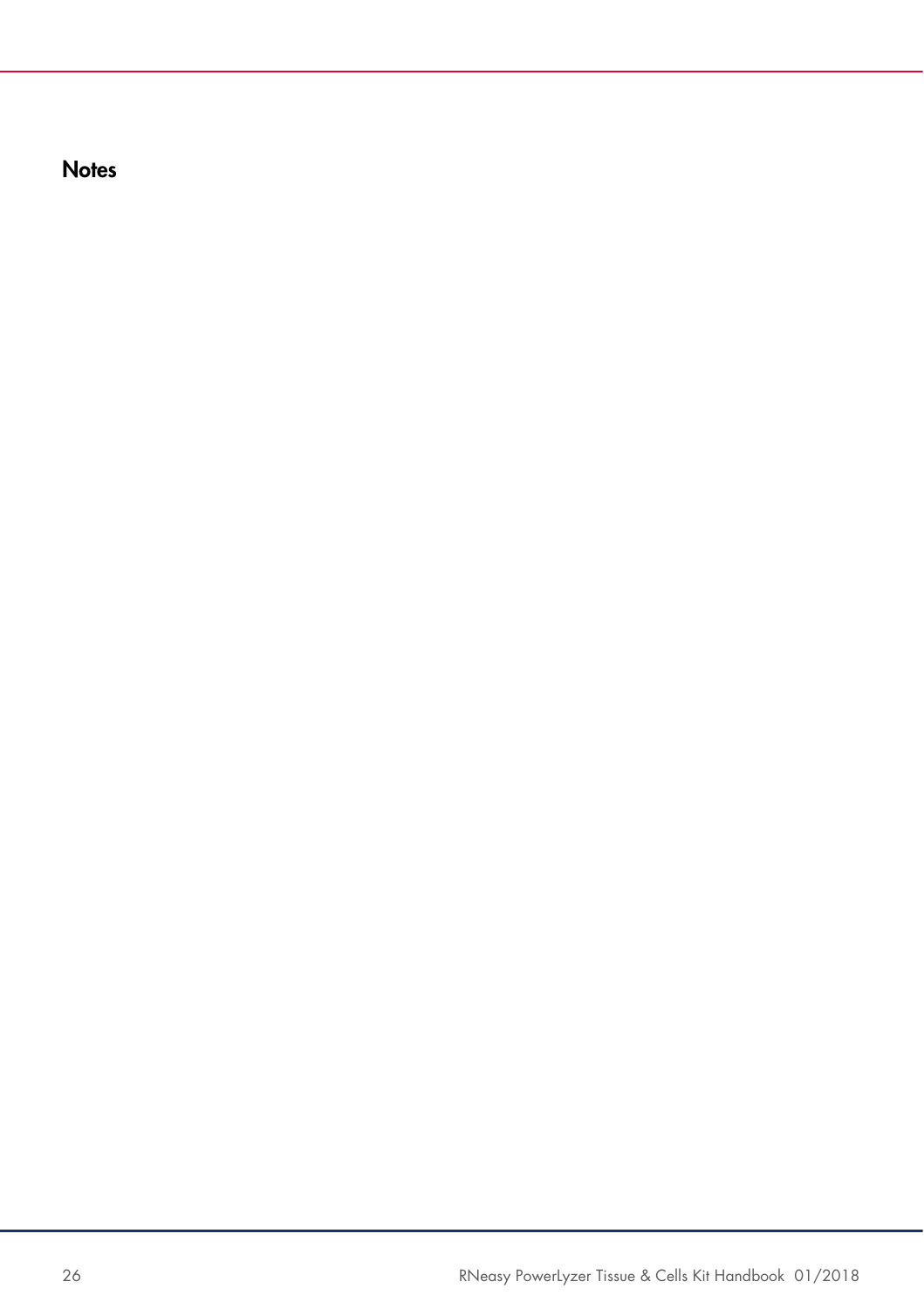# Notes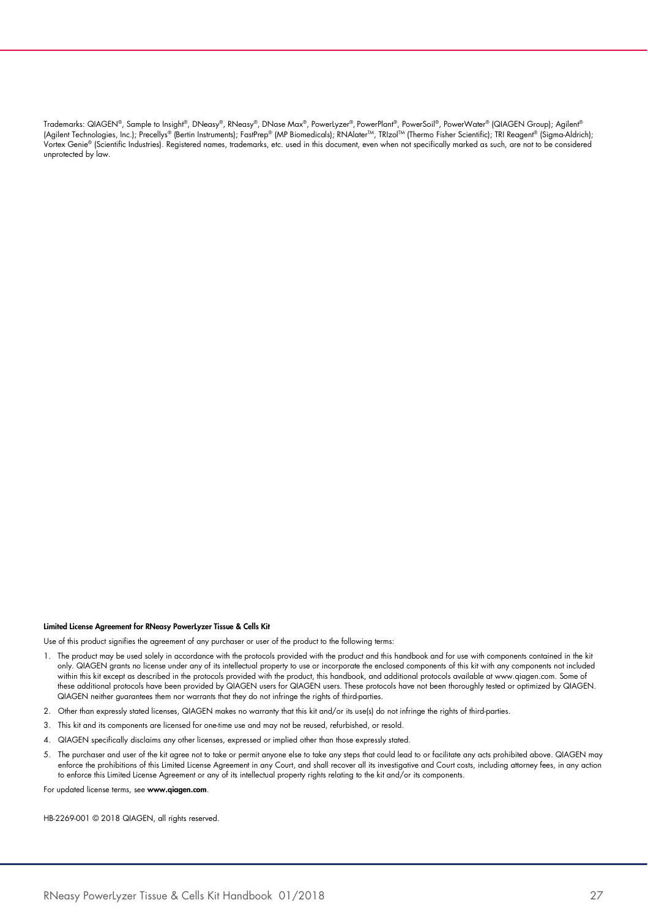Trademarks: QIAGEN®, Sample to Insight®, DNeasy®, RNeasy®, DNase Max®, PowerLyzer®, PowerPlant®, PowerSoil®, PowerWater® (QIAGEN Group); Agilent® (Agilent Technologies, Inc.); Precellys® (Bertin Instruments); FastPrep® (MP Biomedicals); RNAlater™, TRIzol™ (Thermo Fisher Scientific); TRI Reagent® (Sigma-Aldrich); Vortex Genie® (Scientific Industries). Registered names, trademarks, etc. used in this document, even when not specifically marked as such, are not to be considered unprotected by law.

**Limited License Agreement for RNeasy PowerLyzer Tissue & Cells Kit**

Use of this product signifies the agreement of any purchaser or user of the product to the following terms:

1. The product may be used solely in accordance with the protocols provided with the product and this handbook and for use with components contained in the kit only. QIAGEN grants no license under any of its intellectual property to use or incorporate the enclosed components of this kit with any components not included within this kit except as described in the protocols provided with the product, this handbook, and additional protocols available at www.qiagen.com. Some of these additional protocols have been provided by QIAGEN users for QIAGEN users. These protocols have not been thoroughly tested or optimized by QIAGEN. QIAGEN neither guarantees them nor warrants that they do not infringe the rights of third-parties.
2. Other than expressly stated licenses, QIAGEN makes no warranty that this kit and/or its use(s) do not infringe the rights of third-parties.
3. This kit and its components are licensed for one-time use and may not be reused, refurbished, or resold.
4. QIAGEN specifically disclaims any other licenses, expressed or implied other than those expressly stated.
5. The purchaser and user of the kit agree not to take or permit anyone else to take any steps that could lead to or facilitate any acts prohibited above. QIAGEN may enforce the prohibitions of this Limited License Agreement in any Court, and shall recover all its investigative and Court costs, including attorney fees, in any action to enforce this Limited License Agreement or any of its intellectual property rights relating to the kit and/or its components.

For updated license terms, see **www.qiagen.com**.

HB-2269-001 © 2018 QIAGEN, all rights reserved.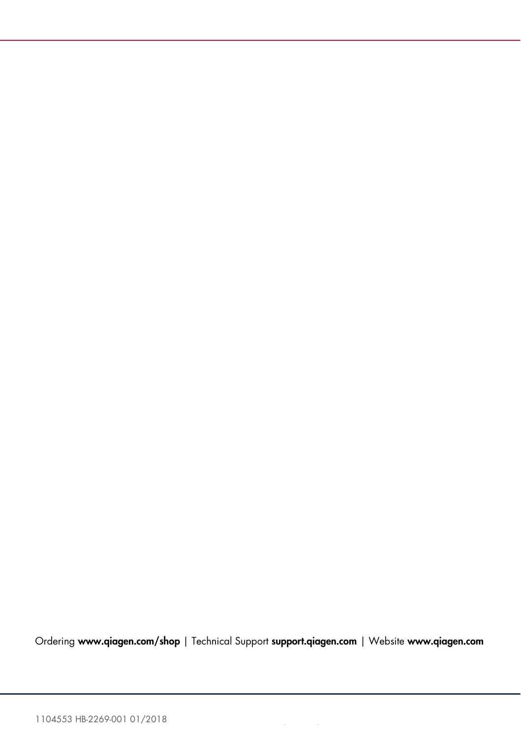Ordering **www.qiagen.com/shop** | Technical Support **support.qiagen.com** | Website **www.qiagen.com**

1104553 HB-2269-001 01/2018